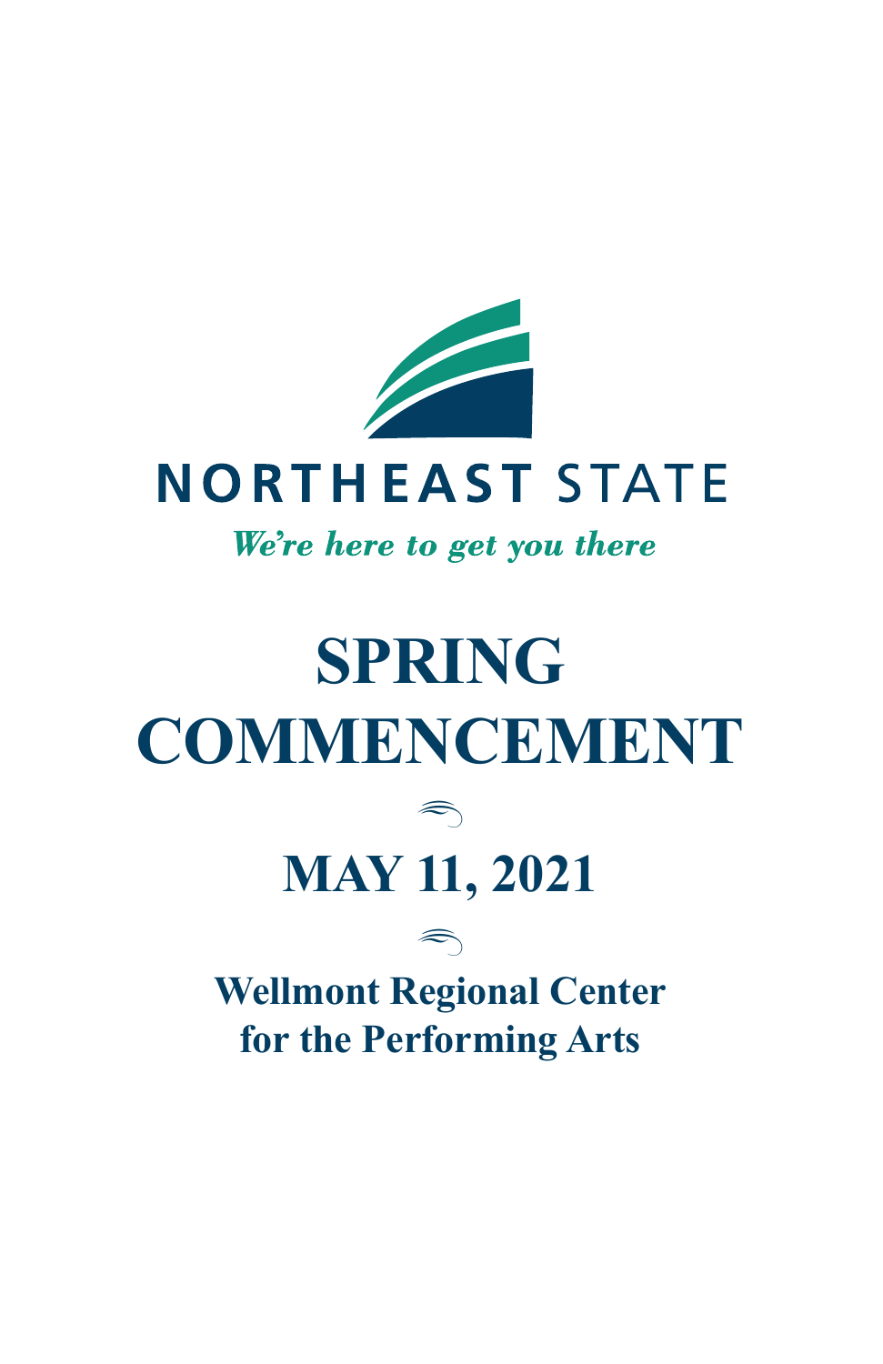NORTHEAST STATE

*We're here to get you there*

# SPRING COMMENCEMENT

## MAY 11, 2021

**Wellmont Regional Center for the Performing Arts**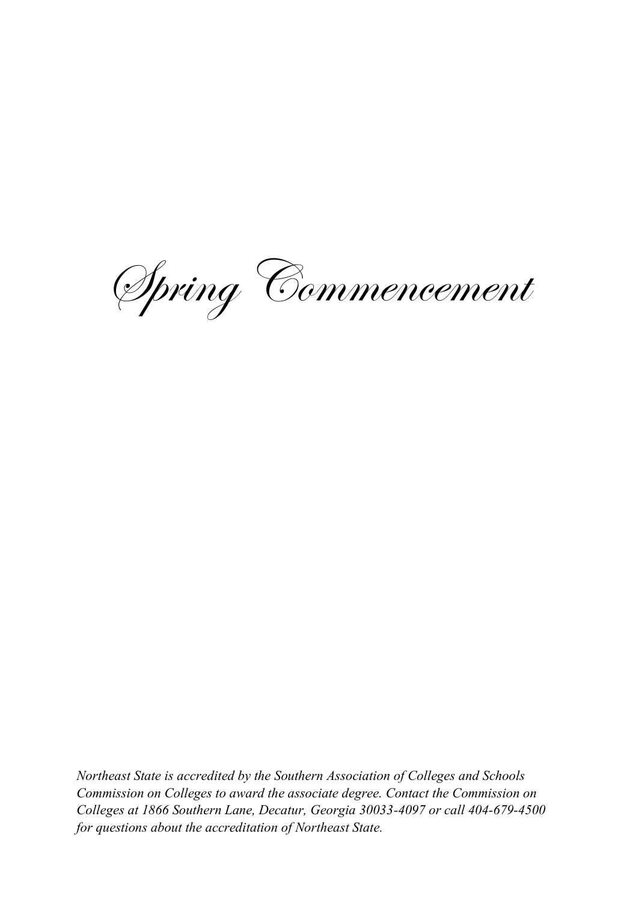# *Spring Commencement*

*Northeast State is accredited by the Southern Association of Colleges and Schools Commission on Colleges to award the associate degree. Contact the Commission on Colleges at 1866 Southern Lane, Decatur, Georgia 30033-4097 or call 404-679-4500 for questions about the accreditation of Northeast State.*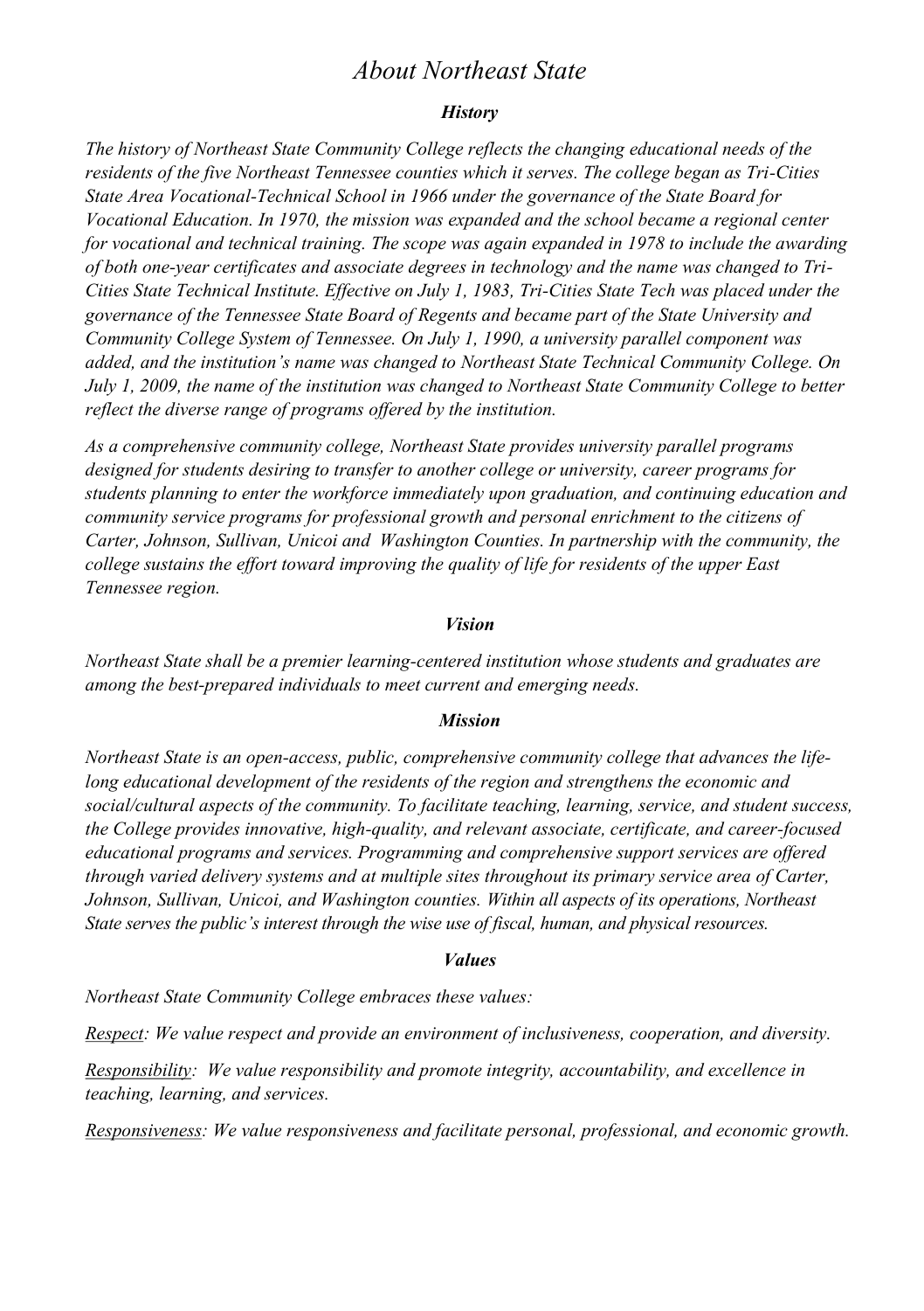# *About Northeast State*

## ***History***

*The history of Northeast State Community College reflects the changing educational needs of the residents of the five Northeast Tennessee counties which it serves. The college began as Tri-Cities State Area Vocational-Technical School in 1966 under the governance of the State Board for Vocational Education. In 1970, the mission was expanded and the school became a regional center for vocational and technical training. The scope was again expanded in 1978 to include the awarding of both one-year certificates and associate degrees in technology and the name was changed to Tri-Cities State Technical Institute. Effective on July 1, 1983, Tri-Cities State Tech was placed under the governance of the Tennessee State Board of Regents and became part of the State University and Community College System of Tennessee. On July 1, 1990, a university parallel component was added, and the institution's name was changed to Northeast State Technical Community College. On July 1, 2009, the name of the institution was changed to Northeast State Community College to better reflect the diverse range of programs offered by the institution.*

*As a comprehensive community college, Northeast State provides university parallel programs designed for students desiring to transfer to another college or university, career programs for students planning to enter the workforce immediately upon graduation, and continuing education and community service programs for professional growth and personal enrichment to the citizens of Carter, Johnson, Sullivan, Unicoi and Washington Counties. In partnership with the community, the college sustains the effort toward improving the quality of life for residents of the upper East Tennessee region.*

## ***Vision***

*Northeast State shall be a premier learning-centered institution whose students and graduates are among the best-prepared individuals to meet current and emerging needs.*

## ***Mission***

*Northeast State is an open-access, public, comprehensive community college that advances the life-long educational development of the residents of the region and strengthens the economic and social/cultural aspects of the community. To facilitate teaching, learning, service, and student success, the College provides innovative, high-quality, and relevant associate, certificate, and career-focused educational programs and services. Programming and comprehensive support services are offered through varied delivery systems and at multiple sites throughout its primary service area of Carter, Johnson, Sullivan, Unicoi, and Washington counties. Within all aspects of its operations, Northeast State serves the public's interest through the wise use of fiscal, human, and physical resources.*

## ***Values***

*Northeast State Community College embraces these values:*

*Respect: We value respect and provide an environment of inclusiveness, cooperation, and diversity.*

*Responsibility: We value responsibility and promote integrity, accountability, and excellence in teaching, learning, and services.*

*Responsiveness: We value responsiveness and facilitate personal, professional, and economic growth.*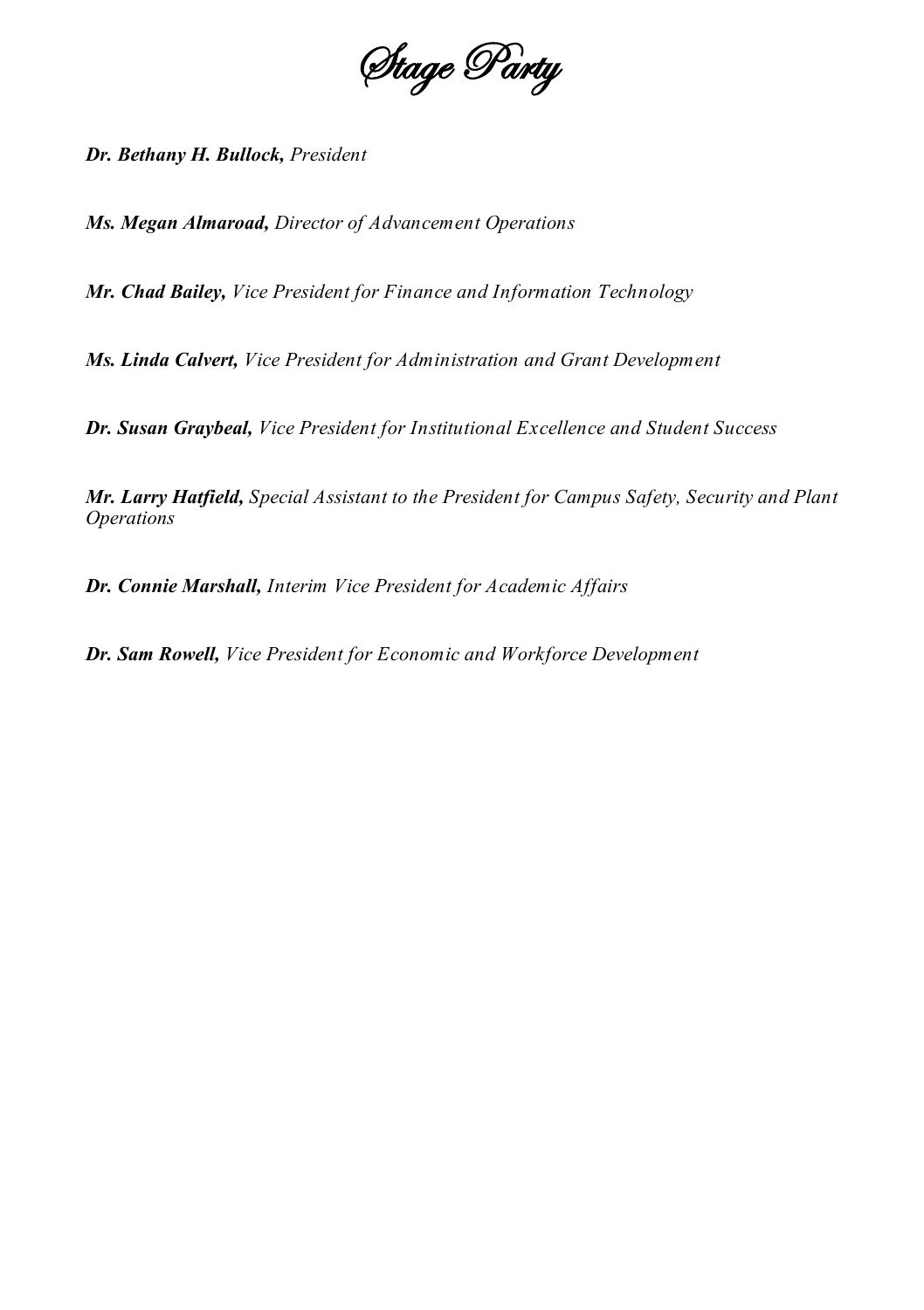# Stage Party

***Dr. Bethany H. Bullock,*** *President*

***Ms. Megan Almaroad,*** *Director of Advancement Operations*

***Mr. Chad Bailey,*** *Vice President for Finance and Information Technology*

***Ms. Linda Calvert,*** *Vice President for Administration and Grant Development*

***Dr. Susan Graybeal,*** *Vice President for Institutional Excellence and Student Success*

***Mr. Larry Hatfield,*** *Special Assistant to the President for Campus Safety, Security and Plant Operations*

***Dr. Connie Marshall,*** *Interim Vice President for Academic Affairs*

***Dr. Sam Rowell,*** *Vice President for Economic and Workforce Development*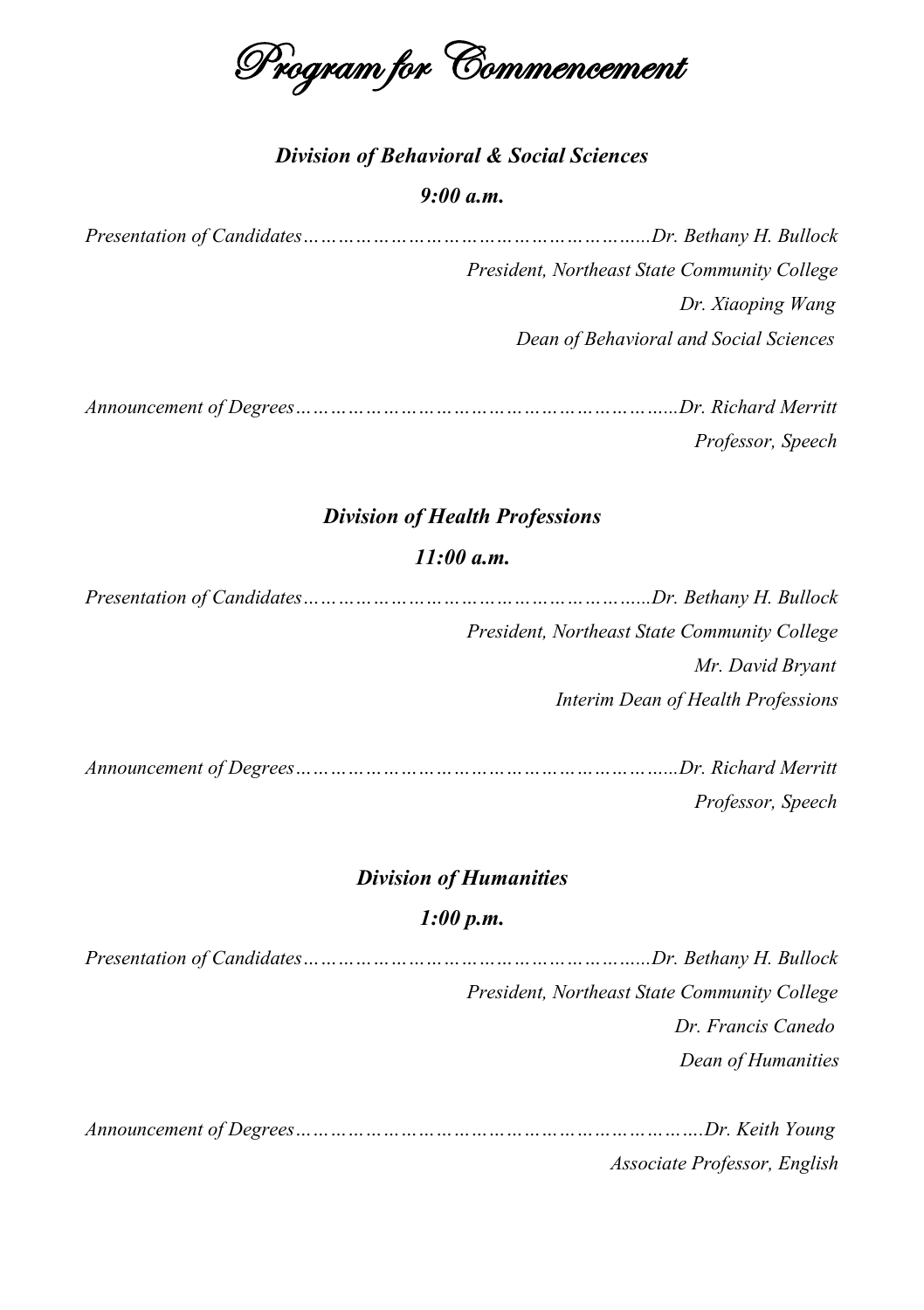# *Program for Commencement*

### ***Division of Behavioral & Social Sciences***

***9:00 a.m.***

*Presentation of Candidates…………………………………………………..Dr. Bethany H. Bullock*

*President, Northeast State Community College*

*Dr. Xiaoping Wang*

*Dean of Behavioral and Social Sciences*

*Announcement of Degrees………………………………………………………..Dr. Richard Merritt*

*Professor, Speech*

### ***Division of Health Professions***

***11:00 a.m.***

*Presentation of Candidates…………………………………………………..Dr. Bethany H. Bullock*

*President, Northeast State Community College*

*Mr. David Bryant*

*Interim Dean of Health Professions*

*Announcement of Degrees………………………………………………………..Dr. Richard Merritt*

*Professor, Speech*

### ***Division of Humanities***

***1:00 p.m.***

*Presentation of Candidates…………………………………………………..Dr. Bethany H. Bullock*

*President, Northeast State Community College*

*Dr. Francis Canedo*

*Dean of Humanities*

*Announcement of Degrees…………………………………………………………….Dr. Keith Young*

*Associate Professor, English*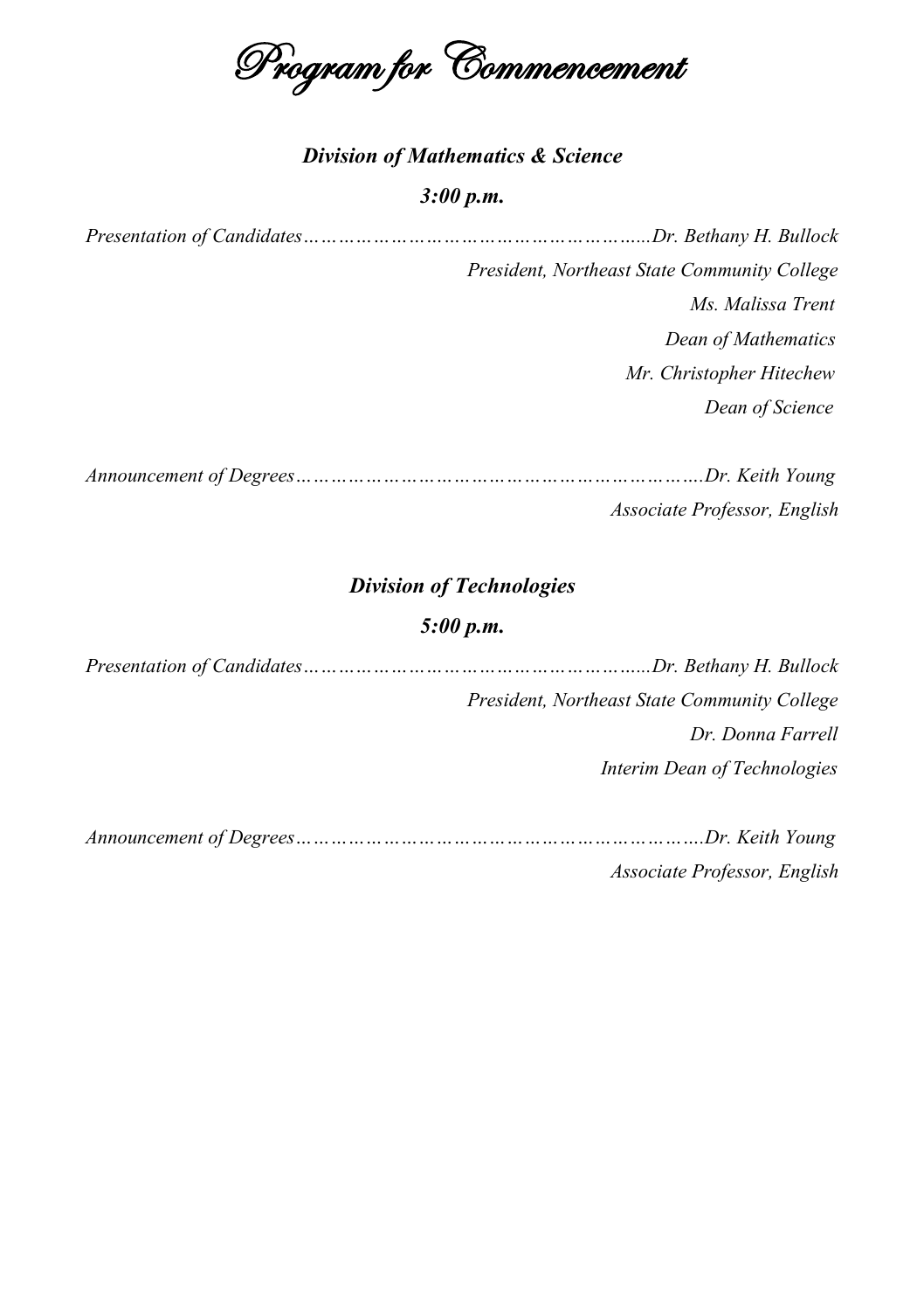# *Program for Commencement*

## ***Division of Mathematics & Science***

***3:00 p.m.***

*Presentation of Candidates…………………………………………………......Dr. Bethany H. Bullock*

*President, Northeast State Community College*

*Ms. Malissa Trent*

*Dean of Mathematics*

*Mr. Christopher Hitechew*

*Dean of Science*

*Announcement of Degrees…………………………………………………………….Dr. Keith Young*

*Associate Professor, English*

## ***Division of Technologies***

***5:00 p.m.***

*Presentation of Candidates…………………………………………………......Dr. Bethany H. Bullock*

*President, Northeast State Community College*

*Dr. Donna Farrell*

*Interim Dean of Technologies*

*Announcement of Degrees…………………………………………………………….Dr. Keith Young*

*Associate Professor, English*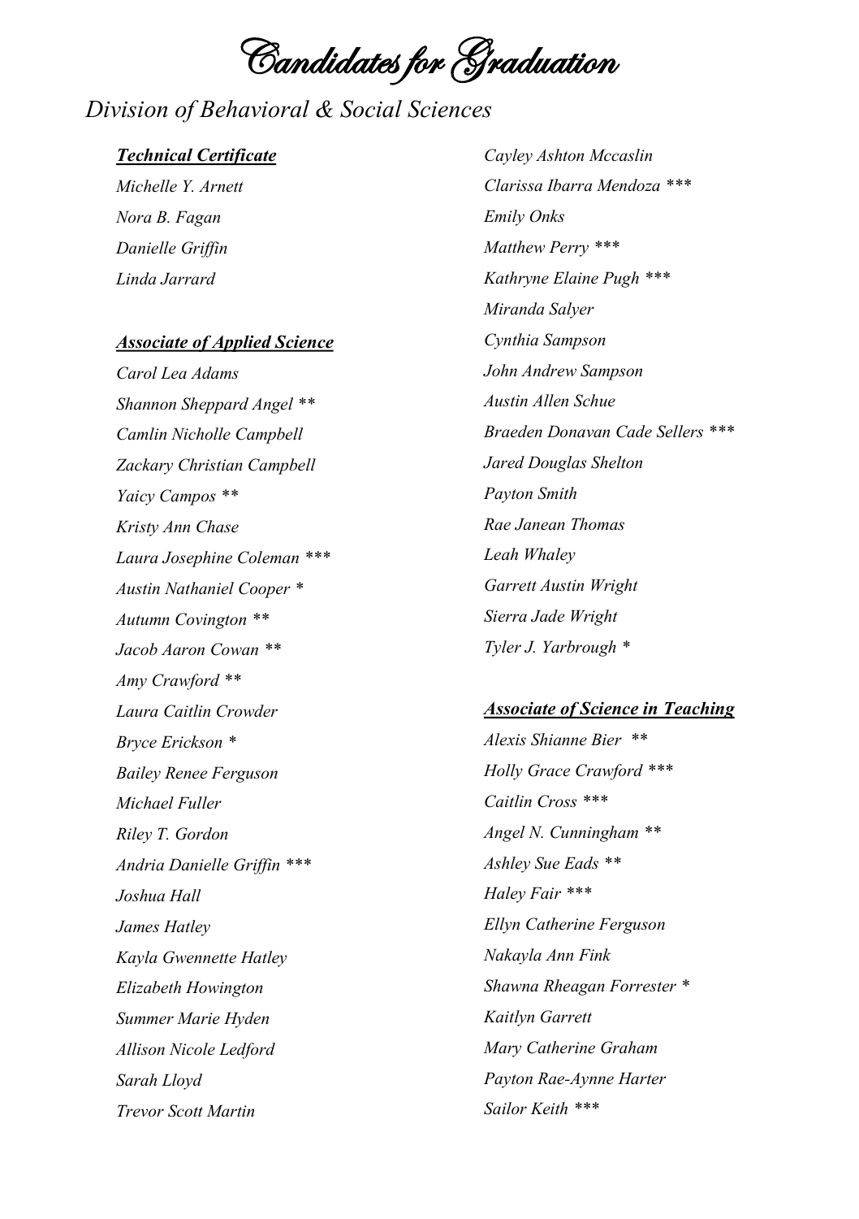# Candidates for Graduation

## Division of Behavioral & Social Sciences

### Technical Certificate

*Michelle Y. Arnett*
*Nora B. Fagan*
*Danielle Griffin*
*Linda Jarrard*

### Associate of Applied Science

*Carol Lea Adams*
*Shannon Sheppard Angel ***
*Camlin Nicholle Campbell*
*Zackary Christian Campbell*
*Yaicy Campos ***
*Kristy Ann Chase*
*Laura Josephine Coleman ****
*Austin Nathaniel Cooper **
*Autumn Covington ***
*Jacob Aaron Cowan ***
*Amy Crawford ***
*Laura Caitlin Crowder*
*Bryce Erickson **
*Bailey Renee Ferguson*
*Michael Fuller*
*Riley T. Gordon*
*Andria Danielle Griffin ****
*Joshua Hall*
*James Hatley*
*Kayla Gwennette Hatley*
*Elizabeth Howington*
*Summer Marie Hyden*
*Allison Nicole Ledford*
*Sarah Lloyd*
*Trevor Scott Martin*
*Cayley Ashton Mccaslin*
*Clarissa Ibarra Mendoza ****
*Emily Onks*
*Matthew Perry ****
*Kathryne Elaine Pugh ****
*Miranda Salyer*
*Cynthia Sampson*
*John Andrew Sampson*
*Austin Allen Schue*
*Braeden Donavan Cade Sellers ****
*Jared Douglas Shelton*
*Payton Smith*
*Rae Janean Thomas*
*Leah Whaley*
*Garrett Austin Wright*
*Sierra Jade Wright*
*Tyler J. Yarbrough **

### Associate of Science in Teaching

*Alexis Shianne Bier ***
*Holly Grace Crawford ****
*Caitlin Cross ****
*Angel N. Cunningham ***
*Ashley Sue Eads ***
*Haley Fair ****
*Ellyn Catherine Ferguson*
*Nakayla Ann Fink*
*Shawna Rheagan Forrester **
*Kaitlyn Garrett*
*Mary Catherine Graham*
*Payton Rae-Aynne Harter*
*Sailor Keith ****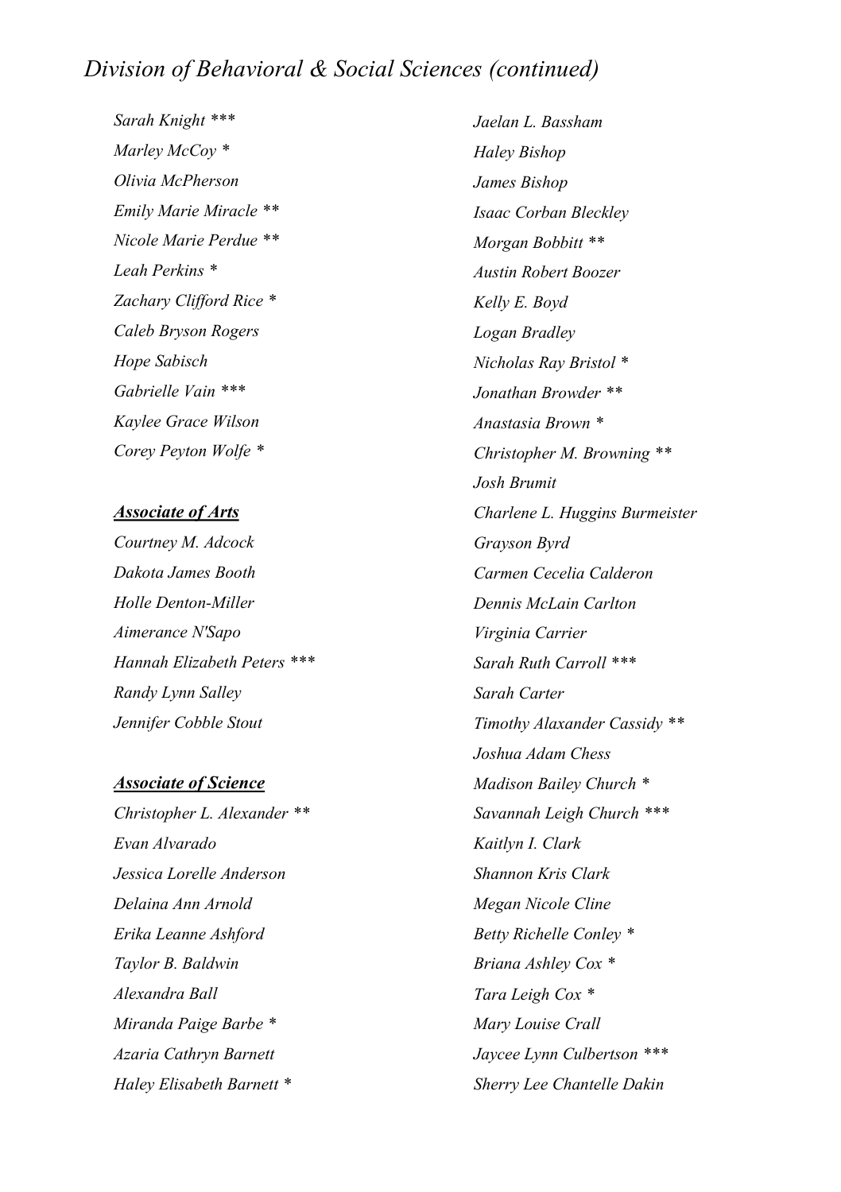# *Division of Behavioral & Social Sciences (continued)*

*Sarah Knight ****

*Marley McCoy **

*Olivia McPherson*

*Emily Marie Miracle ***

*Nicole Marie Perdue ***

*Leah Perkins **

*Zachary Clifford Rice **

*Caleb Bryson Rogers*

*Hope Sabisch*

*Gabrielle Vain ****

*Kaylee Grace Wilson*

*Corey Peyton Wolfe **

## ***Associate of Arts***

*Courtney M. Adcock*

*Dakota James Booth*

*Holle Denton-Miller*

*Aimerance N'Sapo*

*Hannah Elizabeth Peters ****

*Randy Lynn Salley*

*Jennifer Cobble Stout*

## ***Associate of Science***

*Christopher L. Alexander ***

*Evan Alvarado*

*Jessica Lorelle Anderson*

*Delaina Ann Arnold*

*Erika Leanne Ashford*

*Taylor B. Baldwin*

*Alexandra Ball*

*Miranda Paige Barbe **

*Azaria Cathryn Barnett*

*Haley Elisabeth Barnett **

*Jaelan L. Bassham*

*Haley Bishop*

*James Bishop*

*Isaac Corban Bleckley*

*Morgan Bobbitt ***

*Austin Robert Boozer*

*Kelly E. Boyd*

*Logan Bradley*

*Nicholas Ray Bristol **

*Jonathan Browder ***

*Anastasia Brown **

*Christopher M. Browning ***

*Josh Brumit*

*Charlene L. Huggins Burmeister*

*Grayson Byrd*

*Carmen Cecelia Calderon*

*Dennis McLain Carlton*

*Virginia Carrier*

*Sarah Ruth Carroll ****

*Sarah Carter*

*Timothy Alaxander Cassidy ***

*Joshua Adam Chess*

*Madison Bailey Church **

*Savannah Leigh Church ****

*Kaitlyn I. Clark*

*Shannon Kris Clark*

*Megan Nicole Cline*

*Betty Richelle Conley **

*Briana Ashley Cox **

*Tara Leigh Cox **

*Mary Louise Crall*

*Jaycee Lynn Culbertson ****

*Sherry Lee Chantelle Dakin*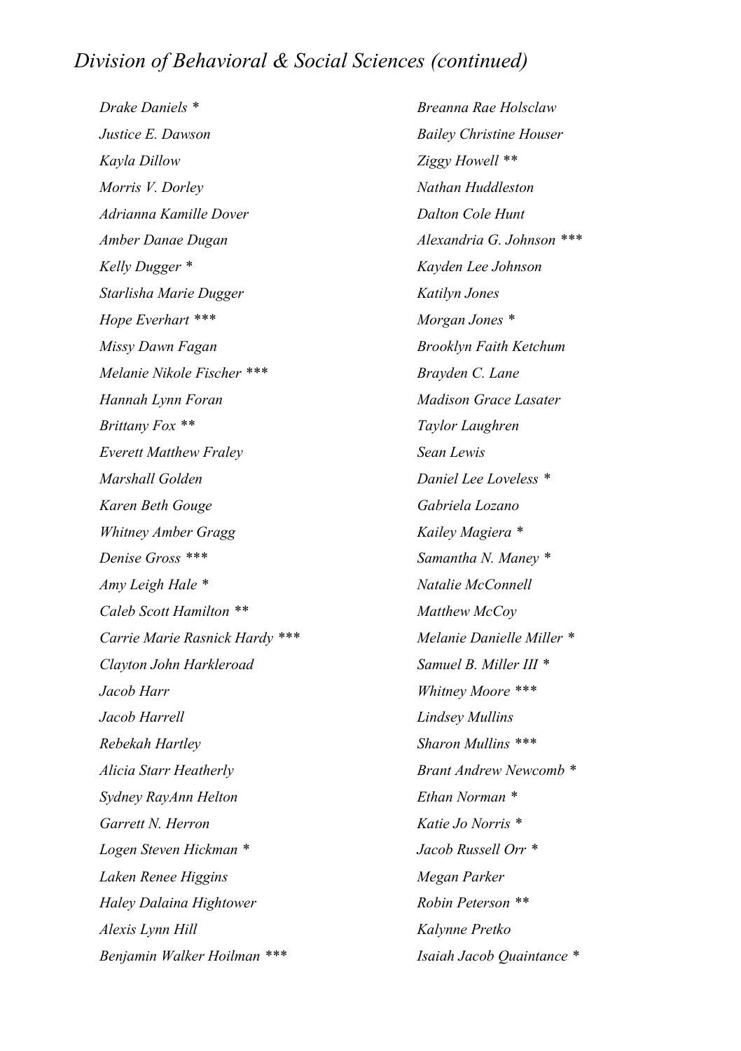# *Division of Behavioral & Social Sciences (continued)*

*Drake Daniels **
*Justice E. Dawson*
*Kayla Dillow*
*Morris V. Dorley*
*Adrianna Kamille Dover*
*Amber Danae Dugan*
*Kelly Dugger **
*Starlisha Marie Dugger*
*Hope Everhart ****
*Missy Dawn Fagan*
*Melanie Nikole Fischer ****
*Hannah Lynn Foran*
*Brittany Fox ***
*Everett Matthew Fraley*
*Marshall Golden*
*Karen Beth Gouge*
*Whitney Amber Gragg*
*Denise Gross ****
*Amy Leigh Hale **
*Caleb Scott Hamilton ***
*Carrie Marie Rasnick Hardy ****
*Clayton John Harkleroad*
*Jacob Harr*
*Jacob Harrell*
*Rebekah Hartley*
*Alicia Starr Heatherly*
*Sydney RayAnn Helton*
*Garrett N. Herron*
*Logen Steven Hickman **
*Laken Renee Higgins*
*Haley Dalaina Hightower*
*Alexis Lynn Hill*
*Benjamin Walker Hoilman ****
*Breanna Rae Holsclaw*
*Bailey Christine Houser*
*Ziggy Howell ***
*Nathan Huddleston*
*Dalton Cole Hunt*
*Alexandria G. Johnson ****
*Kayden Lee Johnson*
*Katilyn Jones*
*Morgan Jones **
*Brooklyn Faith Ketchum*
*Brayden C. Lane*
*Madison Grace Lasater*
*Taylor Laughren*
*Sean Lewis*
*Daniel Lee Loveless **
*Gabriela Lozano*
*Kailey Magiera **
*Samantha N. Maney **
*Natalie McConnell*
*Matthew McCoy*
*Melanie Danielle Miller **
*Samuel B. Miller III **
*Whitney Moore ****
*Lindsey Mullins*
*Sharon Mullins ****
*Brant Andrew Newcomb **
*Ethan Norman **
*Katie Jo Norris **
*Jacob Russell Orr **
*Megan Parker*
*Robin Peterson ***
*Kalynne Pretko*
*Isaiah Jacob Quaintance **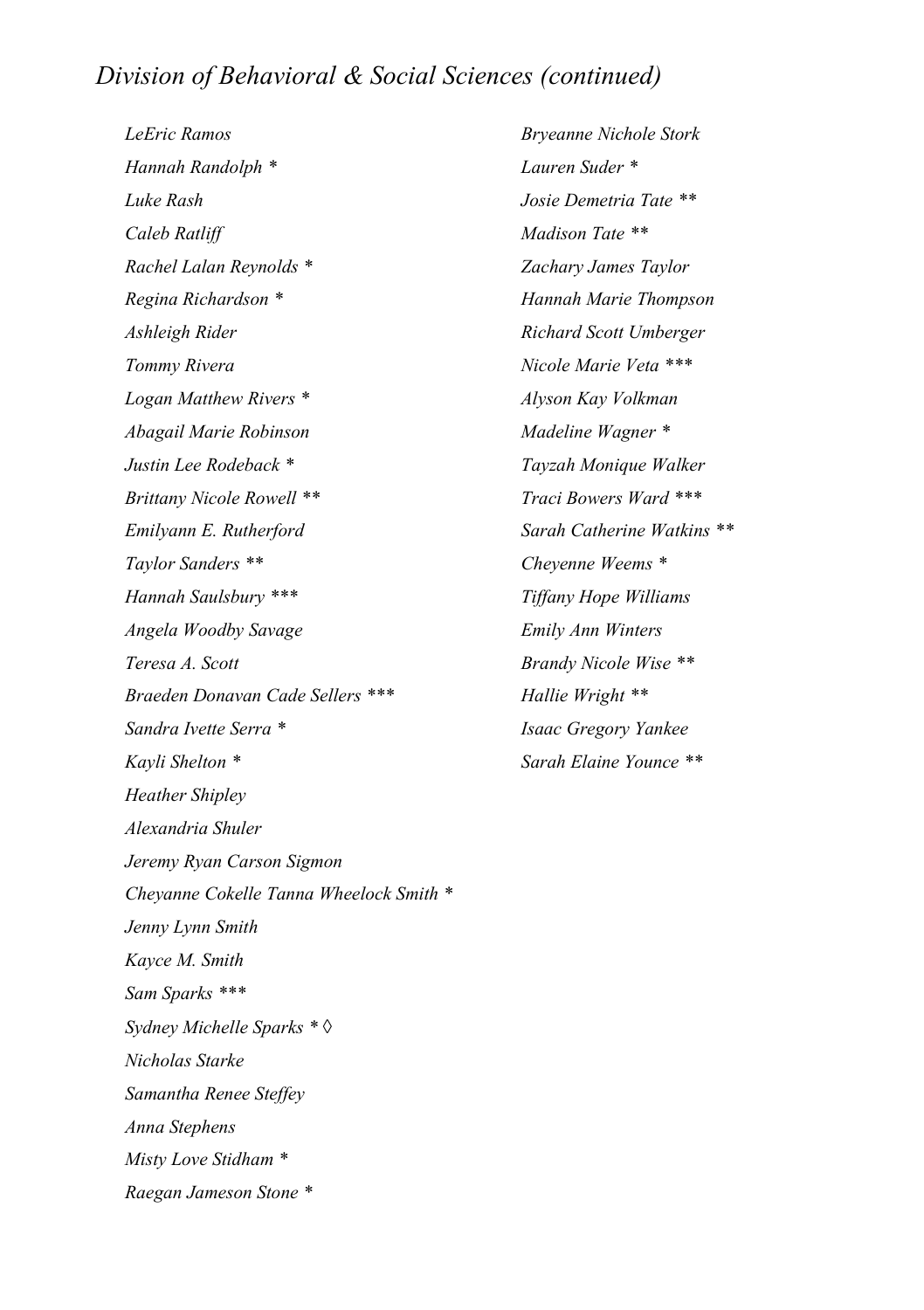## *Division of Behavioral & Social Sciences (continued)*

*LeEric Ramos*
*Hannah Randolph **
*Luke Rash*
*Caleb Ratliff*
*Rachel Lalan Reynolds **
*Regina Richardson **
*Ashleigh Rider*
*Tommy Rivera*
*Logan Matthew Rivers **
*Abagail Marie Robinson*
*Justin Lee Rodeback **
*Brittany Nicole Rowell ***
*Emilyann E. Rutherford*
*Taylor Sanders ***
*Hannah Saulsbury ****
*Angela Woodby Savage*
*Teresa A. Scott*
*Braeden Donavan Cade Sellers ****
*Sandra Ivette Serra **
*Kayli Shelton **
*Heather Shipley*
*Alexandria Shuler*
*Jeremy Ryan Carson Sigmon*
*Cheyanne Cokelle Tanna Wheelock Smith **
*Jenny Lynn Smith*
*Kayce M. Smith*
*Sam Sparks ****
*Sydney Michelle Sparks * ◊*
*Nicholas Starke*
*Samantha Renee Steffey*
*Anna Stephens*
*Misty Love Stidham **
*Raegan Jameson Stone **
*Bryeanne Nichole Stork*
*Lauren Suder **
*Josie Demetria Tate ***
*Madison Tate ***
*Zachary James Taylor*
*Hannah Marie Thompson*
*Richard Scott Umberger*
*Nicole Marie Veta ****
*Alyson Kay Volkman*
*Madeline Wagner **
*Tayzah Monique Walker*
*Traci Bowers Ward ****
*Sarah Catherine Watkins ***
*Cheyenne Weems **
*Tiffany Hope Williams*
*Emily Ann Winters*
*Brandy Nicole Wise ***
*Hallie Wright ***
*Isaac Gregory Yankee*
*Sarah Elaine Younce ***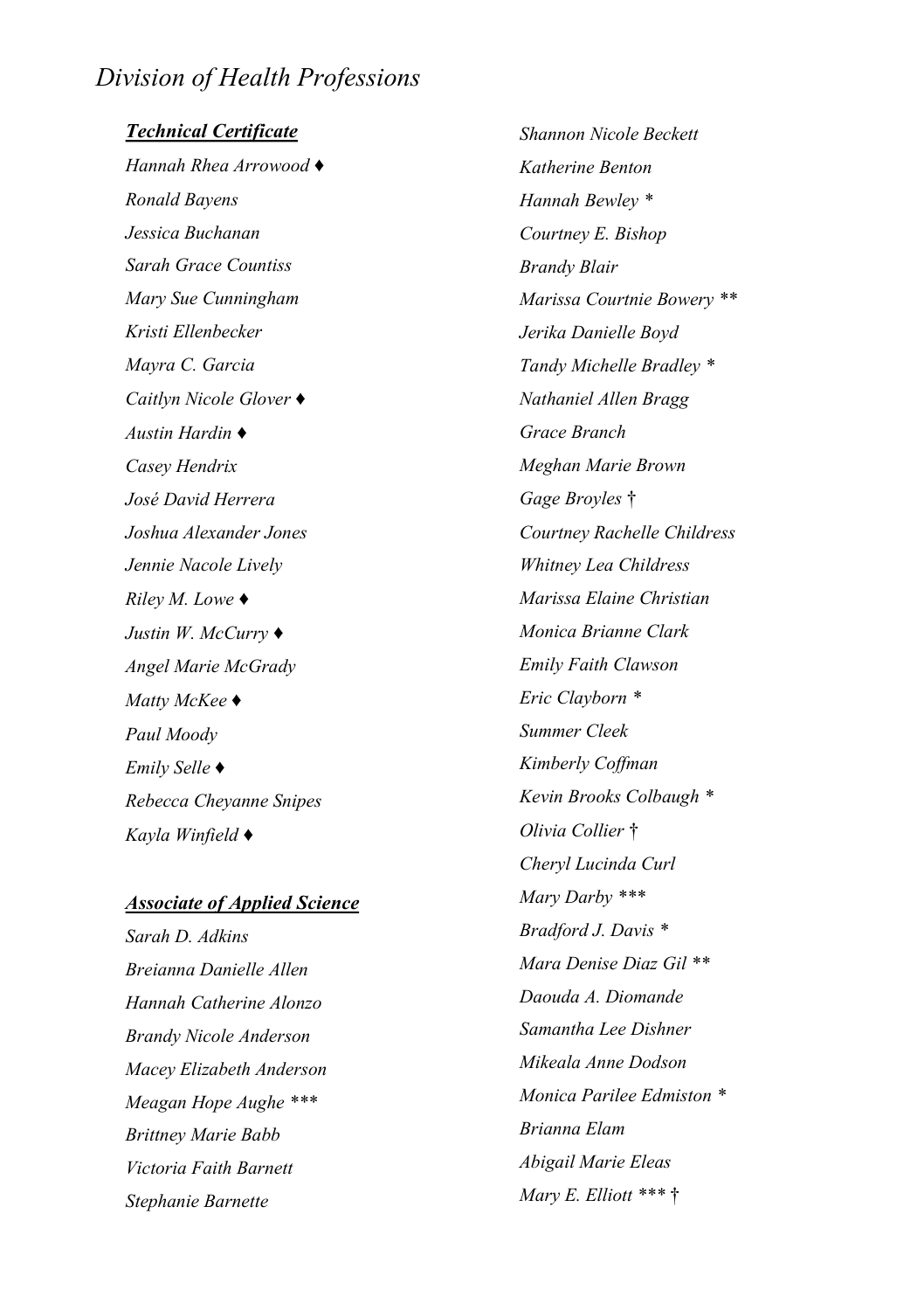# *Division of Health Professions*

## ***Technical Certificate***

*Hannah Rhea Arrowood ♦*
*Ronald Bayens*
*Jessica Buchanan*
*Sarah Grace Countiss*
*Mary Sue Cunningham*
*Kristi Ellenbecker*
*Mayra C. Garcia*
*Caitlyn Nicole Glover ♦*
*Austin Hardin ♦*
*Casey Hendrix*
*José David Herrera*
*Joshua Alexander Jones*
*Jennie Nacole Lively*
*Riley M. Lowe ♦*
*Justin W. McCurry ♦*
*Angel Marie McGrady*
*Matty McKee ♦*
*Paul Moody*
*Emily Selle ♦*
*Rebecca Cheyanne Snipes*
*Kayla Winfield ♦*

## ***Associate of Applied Science***

*Sarah D. Adkins*
*Breianna Danielle Allen*
*Hannah Catherine Alonzo*
*Brandy Nicole Anderson*
*Macey Elizabeth Anderson*
*Meagan Hope Aughe ****
*Brittney Marie Babb*
*Victoria Faith Barnett*
*Stephanie Barnette*
*Shannon Nicole Beckett*
*Katherine Benton*
*Hannah Bewley **
*Courtney E. Bishop*
*Brandy Blair*
*Marissa Courtnie Bowery ***
*Jerika Danielle Boyd*
*Tandy Michelle Bradley **
*Nathaniel Allen Bragg*
*Grace Branch*
*Meghan Marie Brown*
*Gage Broyles †*
*Courtney Rachelle Childress*
*Whitney Lea Childress*
*Marissa Elaine Christian*
*Monica Brianne Clark*
*Emily Faith Clawson*
*Eric Clayborn **
*Summer Cleek*
*Kimberly Coffman*
*Kevin Brooks Colbaugh **
*Olivia Collier †*
*Cheryl Lucinda Curl*
*Mary Darby ****
*Bradford J. Davis **
*Mara Denise Diaz Gil ***
*Daouda A. Diomande*
*Samantha Lee Dishner*
*Mikeala Anne Dodson*
*Monica Parilee Edmiston **
*Brianna Elam*
*Abigail Marie Eleas*
*Mary E. Elliott *** †*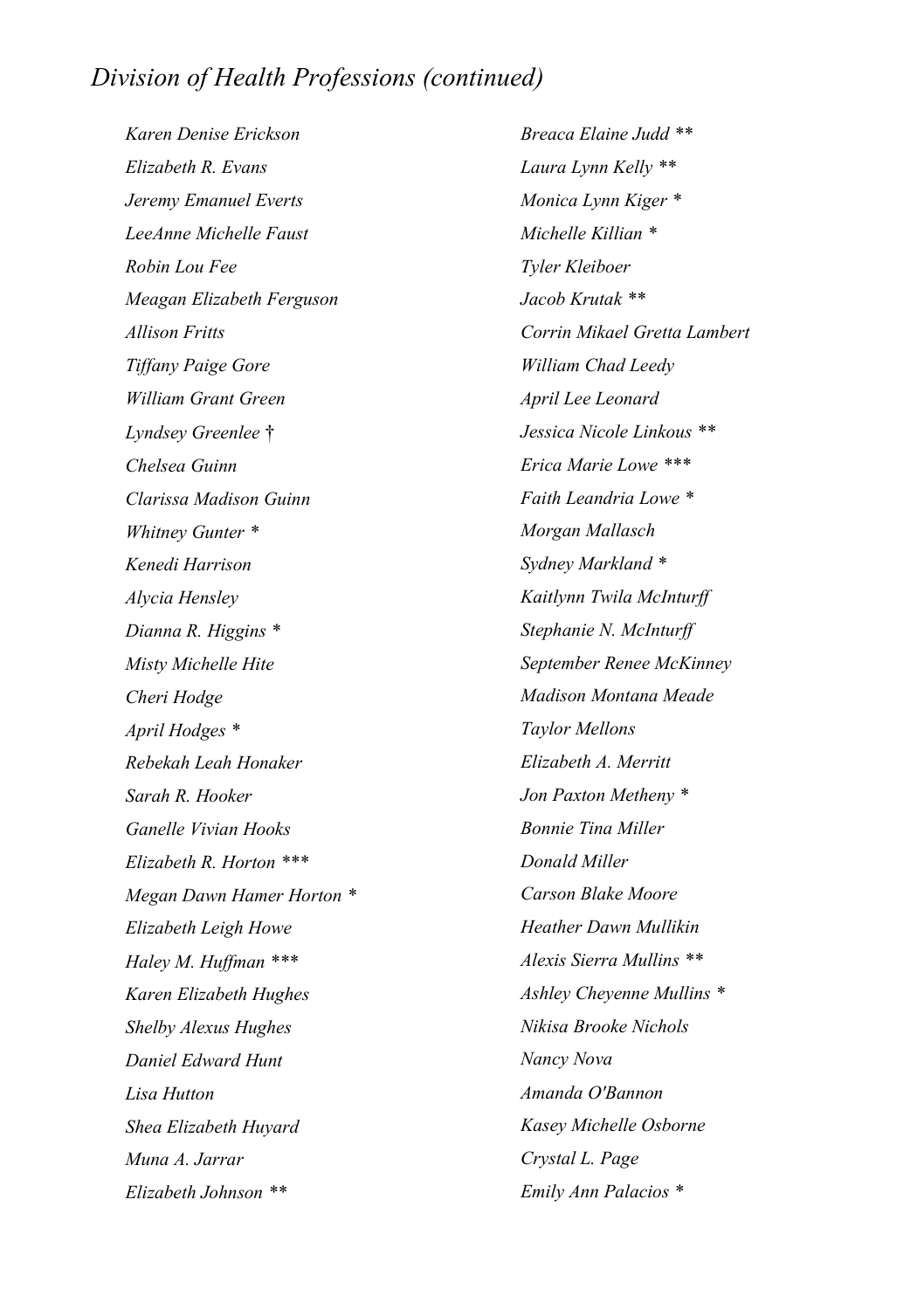## *Division of Health Professions (continued)*

*Karen Denise Erickson*
*Elizabeth R. Evans*
*Jeremy Emanuel Everts*
*LeeAnne Michelle Faust*
*Robin Lou Fee*
*Meagan Elizabeth Ferguson*
*Allison Fritts*
*Tiffany Paige Gore*
*William Grant Green*
*Lyndsey Greenlee †*
*Chelsea Guinn*
*Clarissa Madison Guinn*
*Whitney Gunter **
*Kenedi Harrison*
*Alycia Hensley*
*Dianna R. Higgins **
*Misty Michelle Hite*
*Cheri Hodge*
*April Hodges **
*Rebekah Leah Honaker*
*Sarah R. Hooker*
*Ganelle Vivian Hooks*
*Elizabeth R. Horton ****
*Megan Dawn Hamer Horton **
*Elizabeth Leigh Howe*
*Haley M. Huffman ****
*Karen Elizabeth Hughes*
*Shelby Alexus Hughes*
*Daniel Edward Hunt*
*Lisa Hutton*
*Shea Elizabeth Huyard*
*Muna A. Jarrar*
*Elizabeth Johnson ***
*Breaca Elaine Judd ***
*Laura Lynn Kelly ***
*Monica Lynn Kiger **
*Michelle Killian **
*Tyler Kleiboer*
*Jacob Krutak ***
*Corrin Mikael Gretta Lambert*
*William Chad Leedy*
*April Lee Leonard*
*Jessica Nicole Linkous ***
*Erica Marie Lowe ****
*Faith Leandria Lowe **
*Morgan Mallasch*
*Sydney Markland **
*Kaitlynn Twila McInturff*
*Stephanie N. McInturff*
*September Renee McKinney*
*Madison Montana Meade*
*Taylor Mellons*
*Elizabeth A. Merritt*
*Jon Paxton Metheny **
*Bonnie Tina Miller*
*Donald Miller*
*Carson Blake Moore*
*Heather Dawn Mullikin*
*Alexis Sierra Mullins ***
*Ashley Cheyenne Mullins **
*Nikisa Brooke Nichols*
*Nancy Nova*
*Amanda O'Bannon*
*Kasey Michelle Osborne*
*Crystal L. Page*
*Emily Ann Palacios **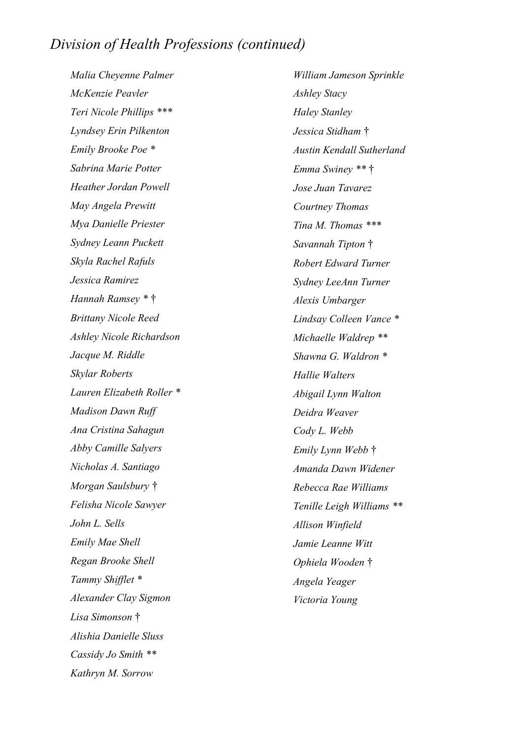## *Division of Health Professions (continued)*

*Malia Cheyenne Palmer*
*McKenzie Peavler*
*Teri Nicole Phillips ****
*Lyndsey Erin Pilkenton*
*Emily Brooke Poe **
*Sabrina Marie Potter*
*Heather Jordan Powell*
*May Angela Prewitt*
*Mya Danielle Priester*
*Sydney Leann Puckett*
*Skyla Rachel Rafuls*
*Jessica Ramirez*
*Hannah Ramsey * †*
*Brittany Nicole Reed*
*Ashley Nicole Richardson*
*Jacque M. Riddle*
*Skylar Roberts*
*Lauren Elizabeth Roller **
*Madison Dawn Ruff*
*Ana Cristina Sahagun*
*Abby Camille Salyers*
*Nicholas A. Santiago*
*Morgan Saulsbury †*
*Felisha Nicole Sawyer*
*John L. Sells*
*Emily Mae Shell*
*Regan Brooke Shell*
*Tammy Shifflet **
*Alexander Clay Sigmon*
*Lisa Simonson †*
*Alishia Danielle Sluss*
*Cassidy Jo Smith ***
*Kathryn M. Sorrow*
*William Jameson Sprinkle*
*Ashley Stacy*
*Haley Stanley*
*Jessica Stidham †*
*Austin Kendall Sutherland*
*Emma Swiney ** †*
*Jose Juan Tavarez*
*Courtney Thomas*
*Tina M. Thomas ****
*Savannah Tipton †*
*Robert Edward Turner*
*Sydney LeeAnn Turner*
*Alexis Umbarger*
*Lindsay Colleen Vance **
*Michaelle Waldrep ***
*Shawna G. Waldron **
*Hallie Walters*
*Abigail Lynn Walton*
*Deidra Weaver*
*Cody L. Webb*
*Emily Lynn Webb †*
*Amanda Dawn Widener*
*Rebecca Rae Williams*
*Tenille Leigh Williams ***
*Allison Winfield*
*Jamie Leanne Witt*
*Ophiela Wooden †*
*Angela Yeager*
*Victoria Young*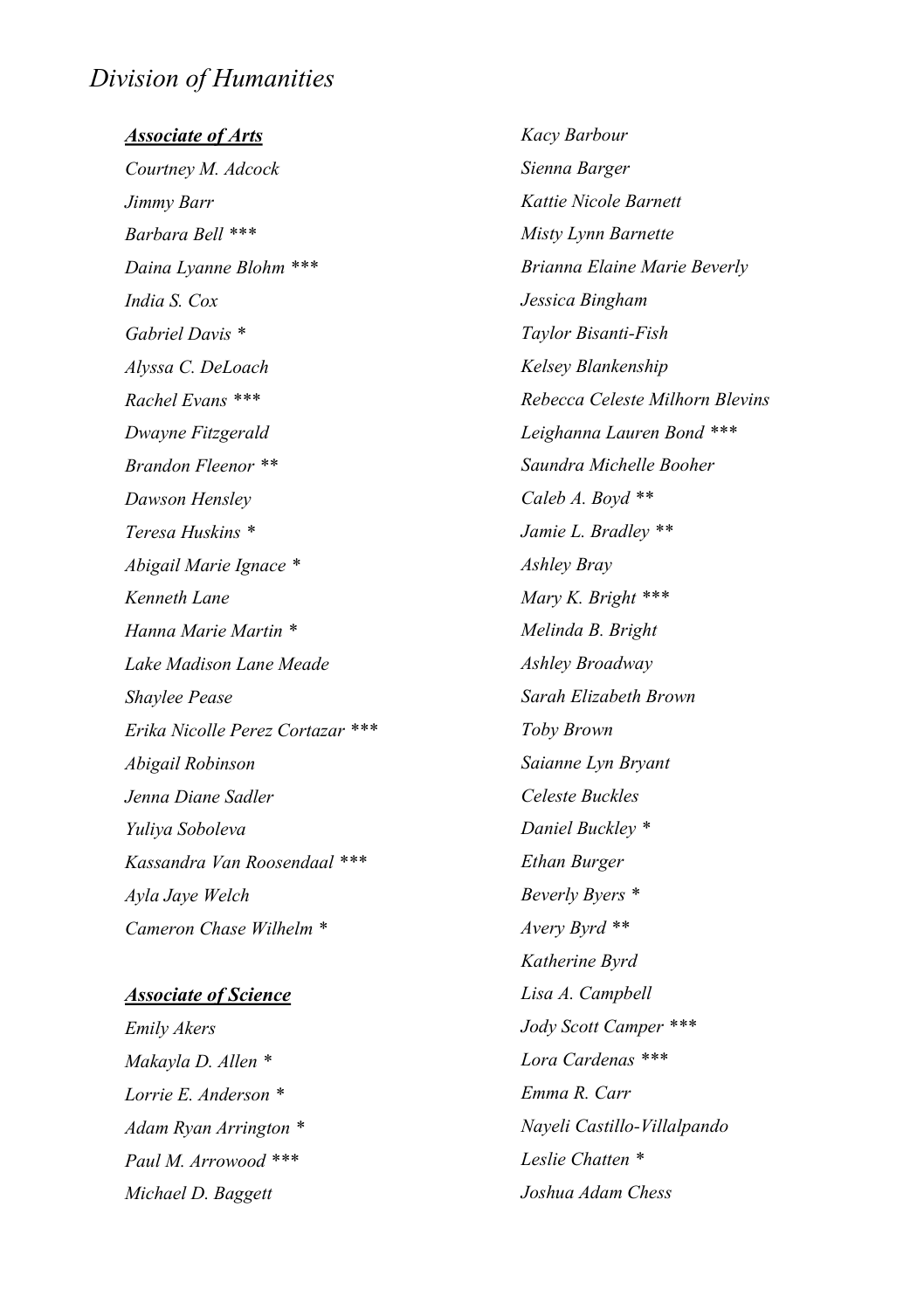# *Division of Humanities*

***Associate of Arts***

*Courtney M. Adcock*
*Jimmy Barr*
*Barbara Bell ****
*Daina Lyanne Blohm ****
*India S. Cox*
*Gabriel Davis **
*Alyssa C. DeLoach*
*Rachel Evans ****
*Dwayne Fitzgerald*
*Brandon Fleenor ***
*Dawson Hensley*
*Teresa Huskins **
*Abigail Marie Ignace **
*Kenneth Lane*
*Hanna Marie Martin **
*Lake Madison Lane Meade*
*Shaylee Pease*
*Erika Nicolle Perez Cortazar ****
*Abigail Robinson*
*Jenna Diane Sadler*
*Yuliya Soboleva*
*Kassandra Van Roosendaal ****
*Ayla Jaye Welch*
*Cameron Chase Wilhelm **

***Associate of Science***

*Emily Akers*
*Makayla D. Allen **
*Lorrie E. Anderson **
*Adam Ryan Arrington **
*Paul M. Arrowood ****
*Michael D. Baggett*
*Kacy Barbour*
*Sienna Barger*
*Kattie Nicole Barnett*
*Misty Lynn Barnette*
*Brianna Elaine Marie Beverly*
*Jessica Bingham*
*Taylor Bisanti-Fish*
*Kelsey Blankenship*
*Rebecca Celeste Milhorn Blevins*
*Leighanna Lauren Bond ****
*Saundra Michelle Booher*
*Caleb A. Boyd ***
*Jamie L. Bradley ***
*Ashley Bray*
*Mary K. Bright ****
*Melinda B. Bright*
*Ashley Broadway*
*Sarah Elizabeth Brown*
*Toby Brown*
*Saianne Lyn Bryant*
*Celeste Buckles*
*Daniel Buckley **
*Ethan Burger*
*Beverly Byers **
*Avery Byrd ***
*Katherine Byrd*
*Lisa A. Campbell*
*Jody Scott Camper ****
*Lora Cardenas ****
*Emma R. Carr*
*Nayeli Castillo-Villalpando*
*Leslie Chatten **
*Joshua Adam Chess*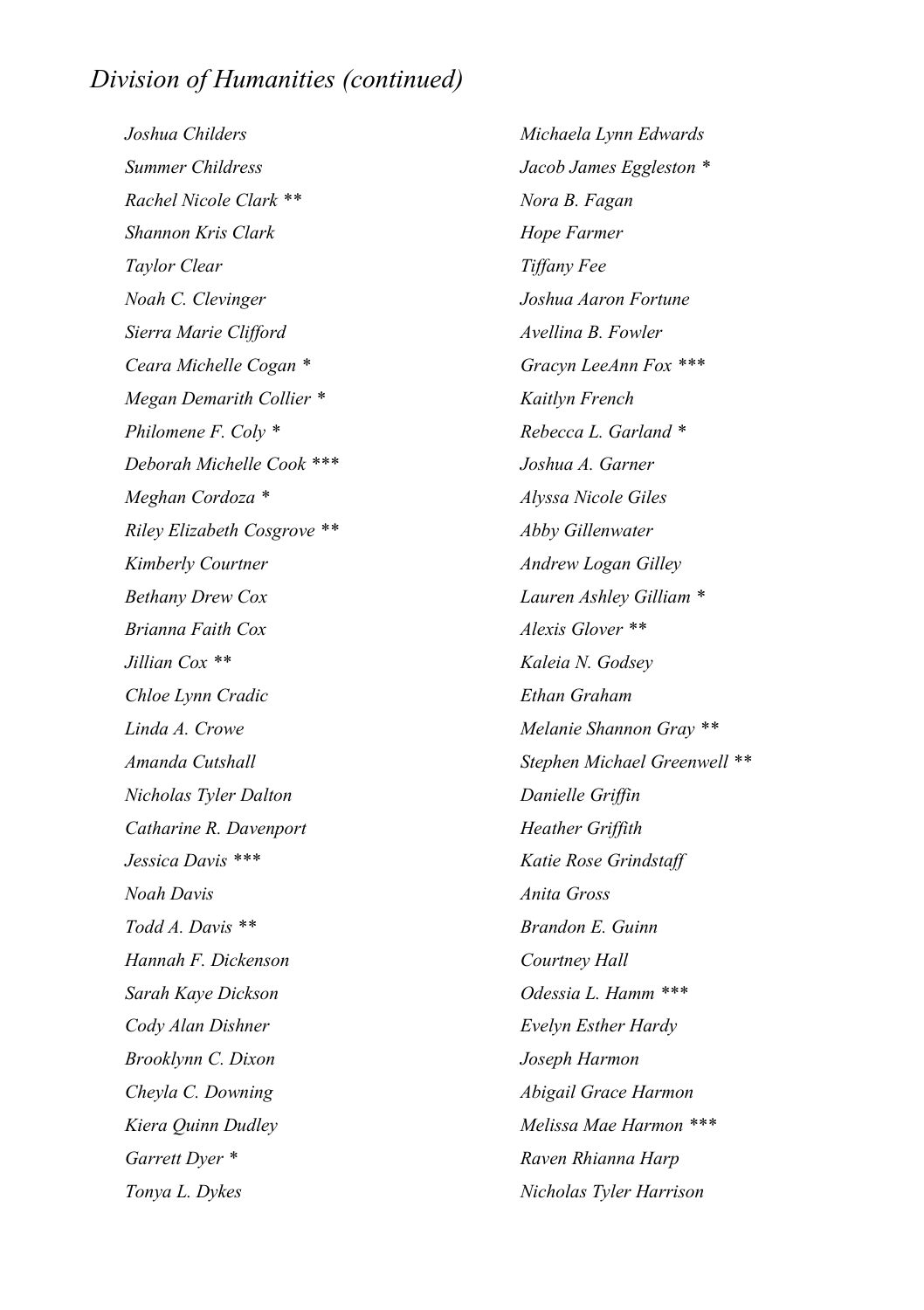## *Division of Humanities (continued)*

*Joshua Childers*

*Summer Childress*

*Rachel Nicole Clark ***

*Shannon Kris Clark*

*Taylor Clear*

*Noah C. Clevinger*

*Sierra Marie Clifford*

*Ceara Michelle Cogan **

*Megan Demarith Collier **

*Philomene F. Coly **

*Deborah Michelle Cook ****

*Meghan Cordoza **

*Riley Elizabeth Cosgrove ***

*Kimberly Courtner*

*Bethany Drew Cox*

*Brianna Faith Cox*

*Jillian Cox ***

*Chloe Lynn Cradic*

*Linda A. Crowe*

*Amanda Cutshall*

*Nicholas Tyler Dalton*

*Catharine R. Davenport*

*Jessica Davis ****

*Noah Davis*

*Todd A. Davis ***

*Hannah F. Dickenson*

*Sarah Kaye Dickson*

*Cody Alan Dishner*

*Brooklynn C. Dixon*

*Cheyla C. Downing*

*Kiera Quinn Dudley*

*Garrett Dyer **

*Tonya L. Dykes*

*Michaela Lynn Edwards*

*Jacob James Eggleston **

*Nora B. Fagan*

*Hope Farmer*

*Tiffany Fee*

*Joshua Aaron Fortune*

*Avellina B. Fowler*

*Gracyn LeeAnn Fox ****

*Kaitlyn French*

*Rebecca L. Garland **

*Joshua A. Garner*

*Alyssa Nicole Giles*

*Abby Gillenwater*

*Andrew Logan Gilley*

*Lauren Ashley Gilliam **

*Alexis Glover ***

*Kaleia N. Godsey*

*Ethan Graham*

*Melanie Shannon Gray ***

*Stephen Michael Greenwell ***

*Danielle Griffin*

*Heather Griffith*

*Katie Rose Grindstaff*

*Anita Gross*

*Brandon E. Guinn*

*Courtney Hall*

*Odessia L. Hamm ****

*Evelyn Esther Hardy*

*Joseph Harmon*

*Abigail Grace Harmon*

*Melissa Mae Harmon ****

*Raven Rhianna Harp*

*Nicholas Tyler Harrison*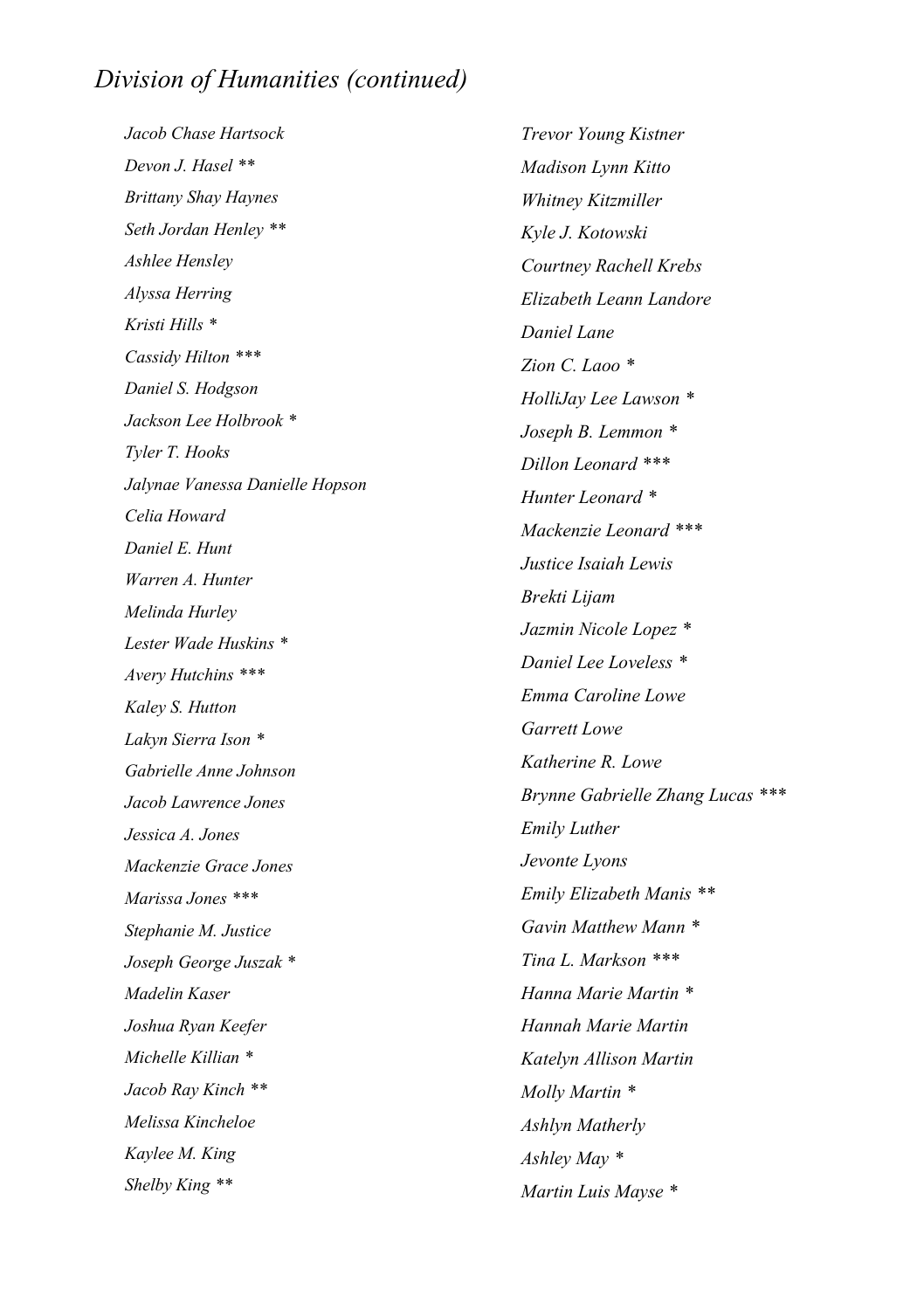## *Division of Humanities (continued)*

*Jacob Chase Hartsock*
*Devon J. Hasel ***
*Brittany Shay Haynes*
*Seth Jordan Henley ***
*Ashlee Hensley*
*Alyssa Herring*
*Kristi Hills **
*Cassidy Hilton ****
*Daniel S. Hodgson*
*Jackson Lee Holbrook **
*Tyler T. Hooks*
*Jalynae Vanessa Danielle Hopson*
*Celia Howard*
*Daniel E. Hunt*
*Warren A. Hunter*
*Melinda Hurley*
*Lester Wade Huskins **
*Avery Hutchins ****
*Kaley S. Hutton*
*Lakyn Sierra Ison **
*Gabrielle Anne Johnson*
*Jacob Lawrence Jones*
*Jessica A. Jones*
*Mackenzie Grace Jones*
*Marissa Jones ****
*Stephanie M. Justice*
*Joseph George Juszak **
*Madelin Kaser*
*Joshua Ryan Keefer*
*Michelle Killian **
*Jacob Ray Kinch ***
*Melissa Kincheloe*
*Kaylee M. King*
*Shelby King ***
*Trevor Young Kistner*
*Madison Lynn Kitto*
*Whitney Kitzmiller*
*Kyle J. Kotowski*
*Courtney Rachell Krebs*
*Elizabeth Leann Landore*
*Daniel Lane*
*Zion C. Laoo **
*HolliJay Lee Lawson **
*Joseph B. Lemmon **
*Dillon Leonard ****
*Hunter Leonard **
*Mackenzie Leonard ****
*Justice Isaiah Lewis*
*Brekti Lijam*
*Jazmin Nicole Lopez **
*Daniel Lee Loveless **
*Emma Caroline Lowe*
*Garrett Lowe*
*Katherine R. Lowe*
*Brynne Gabrielle Zhang Lucas ****
*Emily Luther*
*Jevonte Lyons*
*Emily Elizabeth Manis ***
*Gavin Matthew Mann **
*Tina L. Markson ****
*Hanna Marie Martin **
*Hannah Marie Martin*
*Katelyn Allison Martin*
*Molly Martin **
*Ashlyn Matherly*
*Ashley May **
*Martin Luis Mayse **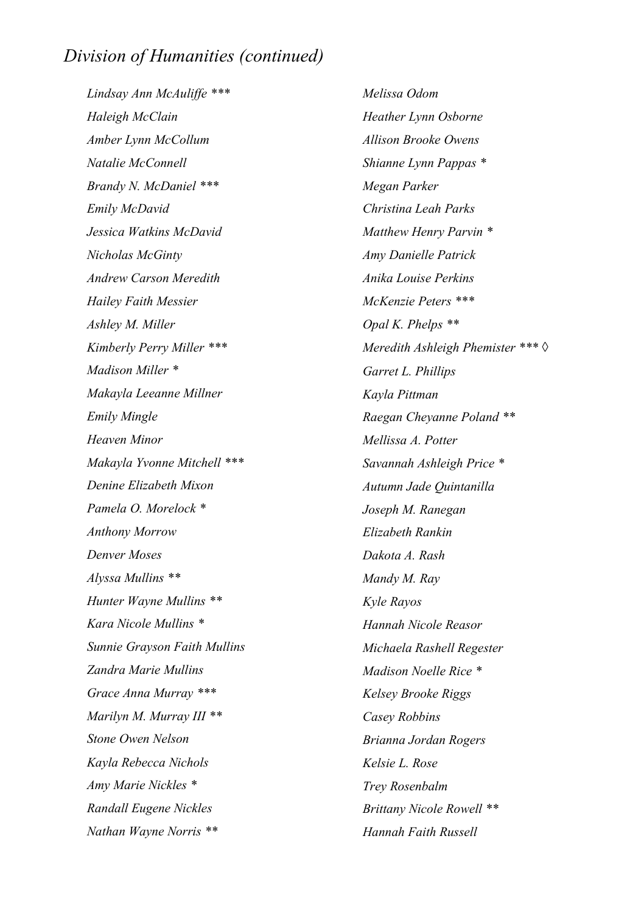## *Division of Humanities (continued)*

*Lindsay Ann McAuliffe ****
*Haleigh McClain*
*Amber Lynn McCollum*
*Natalie McConnell*
*Brandy N. McDaniel ****
*Emily McDavid*
*Jessica Watkins McDavid*
*Nicholas McGinty*
*Andrew Carson Meredith*
*Hailey Faith Messier*
*Ashley M. Miller*
*Kimberly Perry Miller ****
*Madison Miller **
*Makayla Leeanne Millner*
*Emily Mingle*
*Heaven Minor*
*Makayla Yvonne Mitchell ****
*Denine Elizabeth Mixon*
*Pamela O. Morelock **
*Anthony Morrow*
*Denver Moses*
*Alyssa Mullins ***
*Hunter Wayne Mullins ***
*Kara Nicole Mullins **
*Sunnie Grayson Faith Mullins*
*Zandra Marie Mullins*
*Grace Anna Murray ****
*Marilyn M. Murray III ***
*Stone Owen Nelson*
*Kayla Rebecca Nichols*
*Amy Marie Nickles **
*Randall Eugene Nickles*
*Nathan Wayne Norris ***
*Melissa Odom*
*Heather Lynn Osborne*
*Allison Brooke Owens*
*Shianne Lynn Pappas **
*Megan Parker*
*Christina Leah Parks*
*Matthew Henry Parvin **
*Amy Danielle Patrick*
*Anika Louise Perkins*
*McKenzie Peters ****
*Opal K. Phelps ***
*Meredith Ashleigh Phemister *** ◊*
*Garret L. Phillips*
*Kayla Pittman*
*Raegan Cheyanne Poland ***
*Mellissa A. Potter*
*Savannah Ashleigh Price **
*Autumn Jade Quintanilla*
*Joseph M. Ranegan*
*Elizabeth Rankin*
*Dakota A. Rash*
*Mandy M. Ray*
*Kyle Rayos*
*Hannah Nicole Reasor*
*Michaela Rashell Regester*
*Madison Noelle Rice **
*Kelsey Brooke Riggs*
*Casey Robbins*
*Brianna Jordan Rogers*
*Kelsie L. Rose*
*Trey Rosenbalm*
*Brittany Nicole Rowell ***
*Hannah Faith Russell*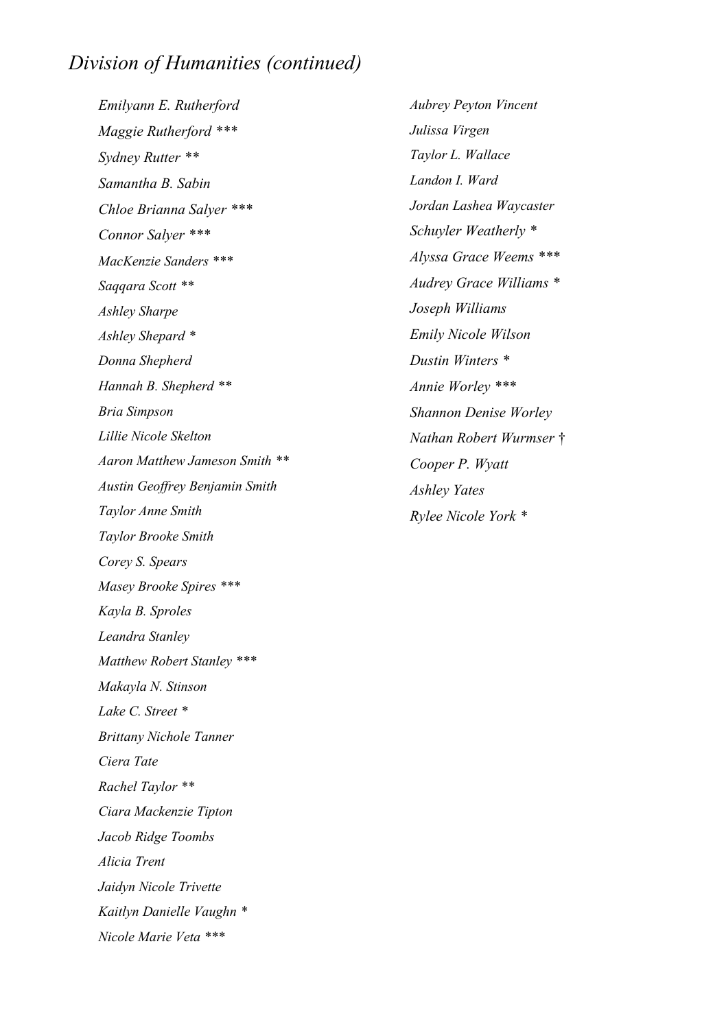## *Division of Humanities (continued)*

*Emilyann E. Rutherford*

*Maggie Rutherford ****

*Sydney Rutter ***

*Samantha B. Sabin*

*Chloe Brianna Salyer ****

*Connor Salyer ****

*MacKenzie Sanders ****

*Saqqara Scott ***

*Ashley Sharpe*

*Ashley Shepard **

*Donna Shepherd*

*Hannah B. Shepherd ***

*Bria Simpson*

*Lillie Nicole Skelton*

*Aaron Matthew Jameson Smith ***

*Austin Geoffrey Benjamin Smith*

*Taylor Anne Smith*

*Taylor Brooke Smith*

*Corey S. Spears*

*Masey Brooke Spires ****

*Kayla B. Sproles*

*Leandra Stanley*

*Matthew Robert Stanley ****

*Makayla N. Stinson*

*Lake C. Street **

*Brittany Nichole Tanner*

*Ciera Tate*

*Rachel Taylor ***

*Ciara Mackenzie Tipton*

*Jacob Ridge Toombs*

*Alicia Trent*

*Jaidyn Nicole Trivette*

*Kaitlyn Danielle Vaughn **

*Nicole Marie Veta ****

*Aubrey Peyton Vincent*

*Julissa Virgen*

*Taylor L. Wallace*

*Landon I. Ward*

*Jordan Lashea Waycaster*

*Schuyler Weatherly **

*Alyssa Grace Weems ****

*Audrey Grace Williams **

*Joseph Williams*

*Emily Nicole Wilson*

*Dustin Winters **

*Annie Worley ****

*Shannon Denise Worley*

*Nathan Robert Wurmser †*

*Cooper P. Wyatt*

*Ashley Yates*

*Rylee Nicole York **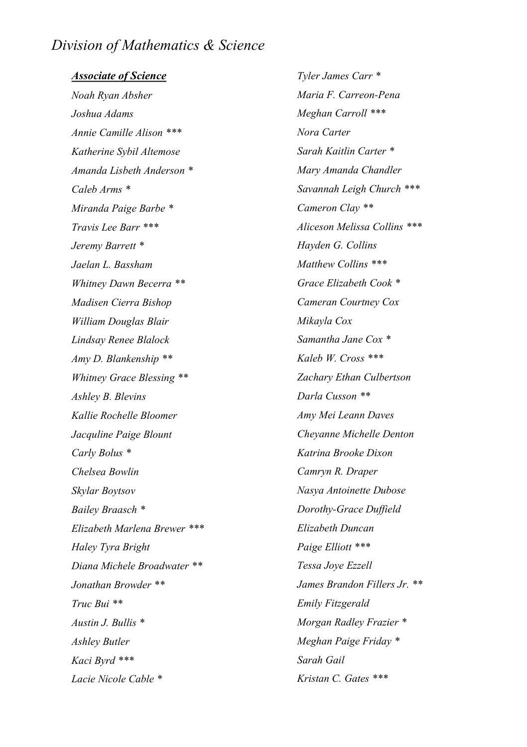# *Division of Mathematics & Science*

***Associate of Science***

*Noah Ryan Absher*
*Joshua Adams*
*Annie Camille Alison ****
*Katherine Sybil Altemose*
*Amanda Lisbeth Anderson **
*Caleb Arms **
*Miranda Paige Barbe **
*Travis Lee Barr ****
*Jeremy Barrett **
*Jaelan L. Bassham*
*Whitney Dawn Becerra ***
*Madisen Cierra Bishop*
*William Douglas Blair*
*Lindsay Renee Blalock*
*Amy D. Blankenship ***
*Whitney Grace Blessing ***
*Ashley B. Blevins*
*Kallie Rochelle Bloomer*
*Jacquline Paige Blount*
*Carly Bolus **
*Chelsea Bowlin*
*Skylar Boytsov*
*Bailey Braasch **
*Elizabeth Marlena Brewer ****
*Haley Tyra Bright*
*Diana Michele Broadwater ***
*Jonathan Browder ***
*Truc Bui ***
*Austin J. Bullis **
*Ashley Butler*
*Kaci Byrd ****
*Lacie Nicole Cable **
*Tyler James Carr **
*Maria F. Carreon-Pena*
*Meghan Carroll ****
*Nora Carter*
*Sarah Kaitlin Carter **
*Mary Amanda Chandler*
*Savannah Leigh Church ****
*Cameron Clay ***
*Aliceson Melissa Collins ****
*Hayden G. Collins*
*Matthew Collins ****
*Grace Elizabeth Cook **
*Cameran Courtney Cox*
*Mikayla Cox*
*Samantha Jane Cox **
*Kaleb W. Cross ****
*Zachary Ethan Culbertson*
*Darla Cusson ***
*Amy Mei Leann Daves*
*Cheyanne Michelle Denton*
*Katrina Brooke Dixon*
*Camryn R. Draper*
*Nasya Antoinette Dubose*
*Dorothy-Grace Duffield*
*Elizabeth Duncan*
*Paige Elliott ****
*Tessa Joye Ezzell*
*James Brandon Fillers Jr. ***
*Emily Fitzgerald*
*Morgan Radley Frazier **
*Meghan Paige Friday **
*Sarah Gail*
*Kristan C. Gates ****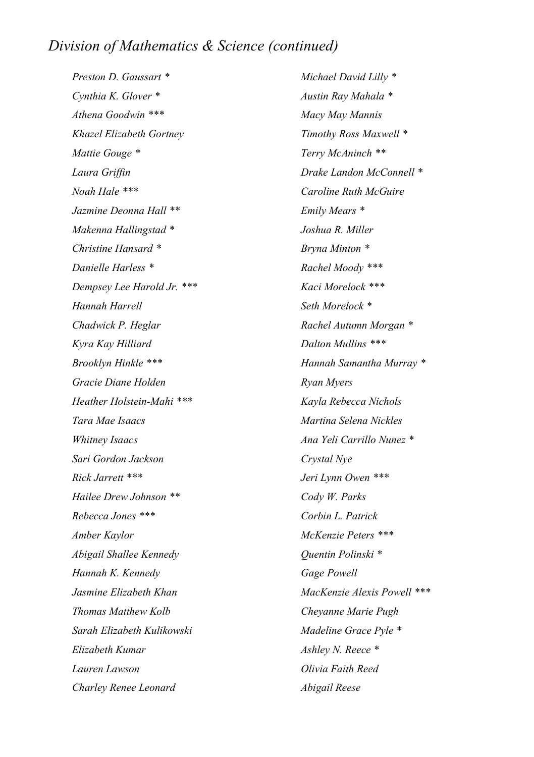## *Division of Mathematics & Science (continued)*

*Preston D. Gaussart **

*Cynthia K. Glover **

*Athena Goodwin ****

*Khazel Elizabeth Gortney*

*Mattie Gouge **

*Laura Griffin*

*Noah Hale ****

*Jazmine Deonna Hall ***

*Makenna Hallingstad **

*Christine Hansard **

*Danielle Harless **

*Dempsey Lee Harold Jr. ****

*Hannah Harrell*

*Chadwick P. Heglar*

*Kyra Kay Hilliard*

*Brooklyn Hinkle ****

*Gracie Diane Holden*

*Heather Holstein-Mahi ****

*Tara Mae Isaacs*

*Whitney Isaacs*

*Sari Gordon Jackson*

*Rick Jarrett ****

*Hailee Drew Johnson ***

*Rebecca Jones ****

*Amber Kaylor*

*Abigail Shallee Kennedy*

*Hannah K. Kennedy*

*Jasmine Elizabeth Khan*

*Thomas Matthew Kolb*

*Sarah Elizabeth Kulikowski*

*Elizabeth Kumar*

*Lauren Lawson*

*Charley Renee Leonard*

*Michael David Lilly **

*Austin Ray Mahala **

*Macy May Mannis*

*Timothy Ross Maxwell **

*Terry McAninch ***

*Drake Landon McConnell **

*Caroline Ruth McGuire*

*Emily Mears **

*Joshua R. Miller*

*Bryna Minton **

*Rachel Moody ****

*Kaci Morelock ****

*Seth Morelock **

*Rachel Autumn Morgan **

*Dalton Mullins ****

*Hannah Samantha Murray **

*Ryan Myers*

*Kayla Rebecca Nichols*

*Martina Selena Nickles*

*Ana Yeli Carrillo Nunez **

*Crystal Nye*

*Jeri Lynn Owen ****

*Cody W. Parks*

*Corbin L. Patrick*

*McKenzie Peters ****

*Quentin Polinski **

*Gage Powell*

*MacKenzie Alexis Powell ****

*Cheyanne Marie Pugh*

*Madeline Grace Pyle **

*Ashley N. Reece **

*Olivia Faith Reed*

*Abigail Reese*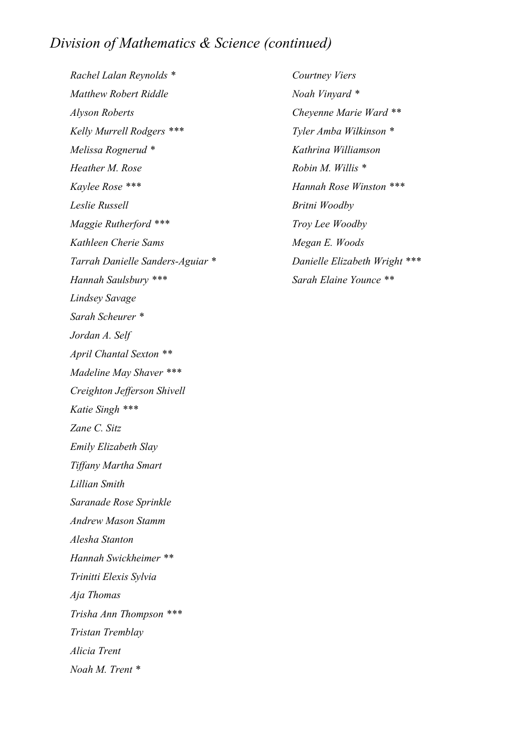# *Division of Mathematics & Science (continued)*

*Rachel Lalan Reynolds **

*Matthew Robert Riddle*

*Alyson Roberts*

*Kelly Murrell Rodgers ****

*Melissa Rognerud **

*Heather M. Rose*

*Kaylee Rose ****

*Leslie Russell*

*Maggie Rutherford ****

*Kathleen Cherie Sams*

*Tarrah Danielle Sanders-Aguiar **

*Hannah Saulsbury ****

*Lindsey Savage*

*Sarah Scheurer **

*Jordan A. Self*

*April Chantal Sexton ***

*Madeline May Shaver ****

*Creighton Jefferson Shivell*

*Katie Singh ****

*Zane C. Sitz*

*Emily Elizabeth Slay*

*Tiffany Martha Smart*

*Lillian Smith*

*Saranade Rose Sprinkle*

*Andrew Mason Stamm*

*Alesha Stanton*

*Hannah Swickheimer ***

*Trinitti Elexis Sylvia*

*Aja Thomas*

*Trisha Ann Thompson ****

*Tristan Tremblay*

*Alicia Trent*

*Noah M. Trent **

*Courtney Viers*

*Noah Vinyard **

*Cheyenne Marie Ward ***

*Tyler Amba Wilkinson **

*Kathrina Williamson*

*Robin M. Willis **

*Hannah Rose Winston ****

*Britni Woodby*

*Troy Lee Woodby*

*Megan E. Woods*

*Danielle Elizabeth Wright ****

*Sarah Elaine Younce ***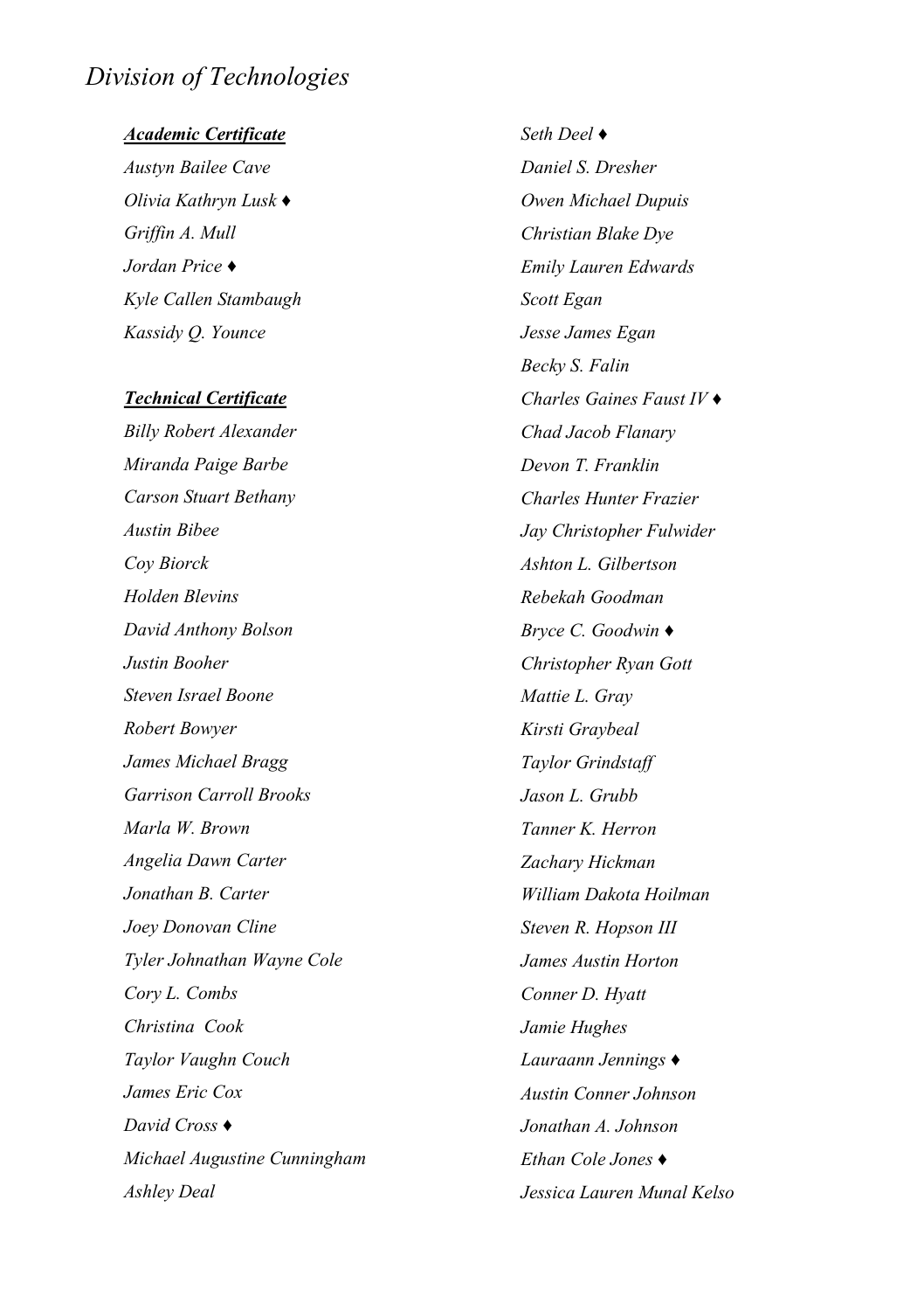# *Division of Technologies*

***Academic Certificate***

*Austyn Bailee Cave*
*Olivia Kathryn Lusk ♦*
*Griffin A. Mull*
*Jordan Price ♦*
*Kyle Callen Stambaugh*
*Kassidy Q. Younce*

***Technical Certificate***

*Billy Robert Alexander*
*Miranda Paige Barbe*
*Carson Stuart Bethany*
*Austin Bibee*
*Coy Biorck*
*Holden Blevins*
*David Anthony Bolson*
*Justin Booher*
*Steven Israel Boone*
*Robert Bowyer*
*James Michael Bragg*
*Garrison Carroll Brooks*
*Marla W. Brown*
*Angelia Dawn Carter*
*Jonathan B. Carter*
*Joey Donovan Cline*
*Tyler Johnathan Wayne Cole*
*Cory L. Combs*
*Christina Cook*
*Taylor Vaughn Couch*
*James Eric Cox*
*David Cross ♦*
*Michael Augustine Cunningham*
*Ashley Deal*
*Seth Deel ♦*
*Daniel S. Dresher*
*Owen Michael Dupuis*
*Christian Blake Dye*
*Emily Lauren Edwards*
*Scott Egan*
*Jesse James Egan*
*Becky S. Falin*
*Charles Gaines Faust IV ♦*
*Chad Jacob Flanary*
*Devon T. Franklin*
*Charles Hunter Frazier*
*Jay Christopher Fulwider*
*Ashton L. Gilbertson*
*Rebekah Goodman*
*Bryce C. Goodwin ♦*
*Christopher Ryan Gott*
*Mattie L. Gray*
*Kirsti Graybeal*
*Taylor Grindstaff*
*Jason L. Grubb*
*Tanner K. Herron*
*Zachary Hickman*
*William Dakota Hoilman*
*Steven R. Hopson III*
*James Austin Horton*
*Conner D. Hyatt*
*Jamie Hughes*
*Lauraann Jennings ♦*
*Austin Conner Johnson*
*Jonathan A. Johnson*
*Ethan Cole Jones ♦*
*Jessica Lauren Munal Kelso*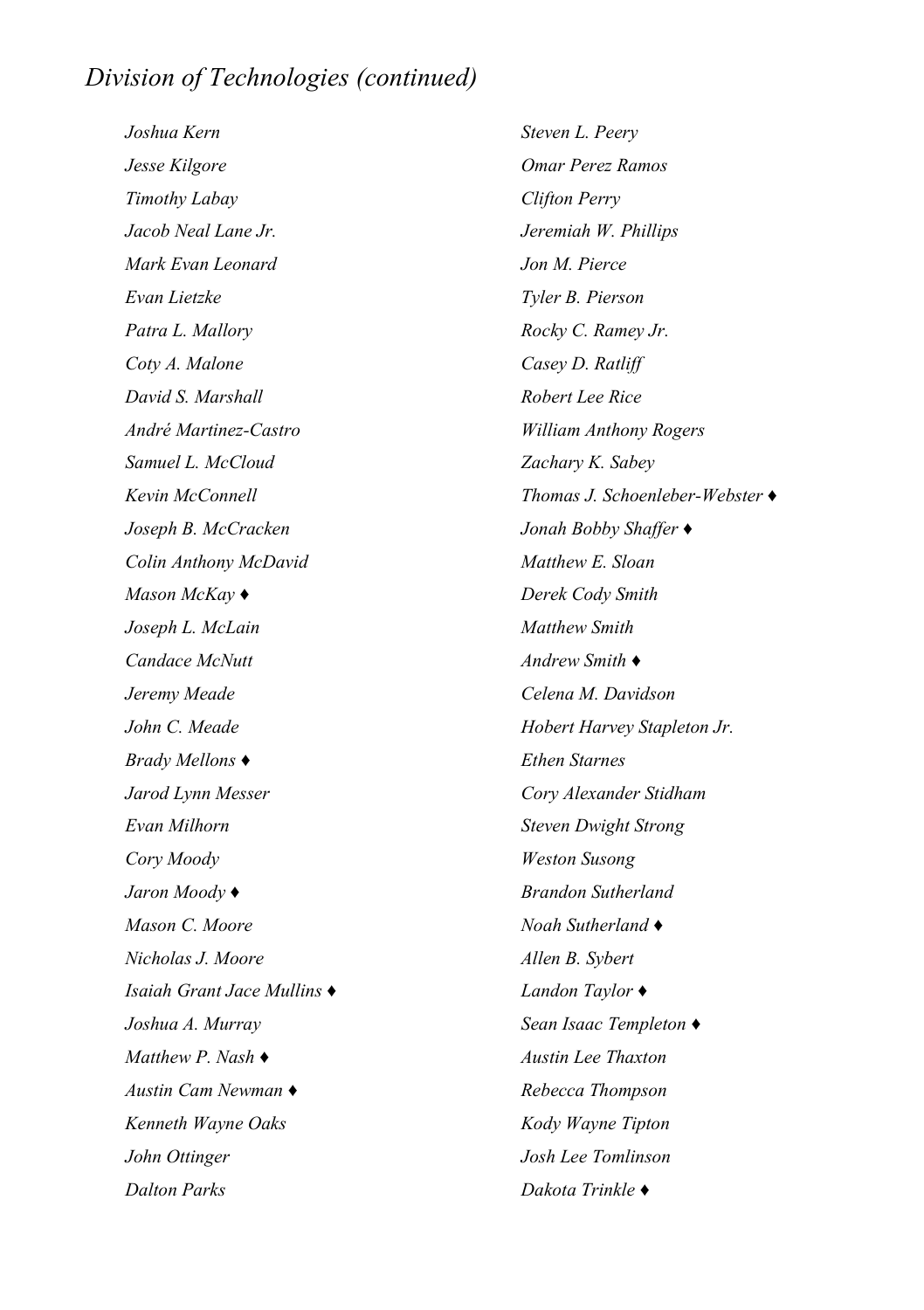## *Division of Technologies (continued)*

*Joshua Kern*

*Jesse Kilgore*

*Timothy Labay*

*Jacob Neal Lane Jr.*

*Mark Evan Leonard*

*Evan Lietzke*

*Patra L. Mallory*

*Coty A. Malone*

*David S. Marshall*

*André Martinez-Castro*

*Samuel L. McCloud*

*Kevin McConnell*

*Joseph B. McCracken*

*Colin Anthony McDavid*

*Mason McKay ♦*

*Joseph L. McLain*

*Candace McNutt*

*Jeremy Meade*

*John C. Meade*

*Brady Mellons ♦*

*Jarod Lynn Messer*

*Evan Milhorn*

*Cory Moody*

*Jaron Moody ♦*

*Mason C. Moore*

*Nicholas J. Moore*

*Isaiah Grant Jace Mullins ♦*

*Joshua A. Murray*

*Matthew P. Nash ♦*

*Austin Cam Newman ♦*

*Kenneth Wayne Oaks*

*John Ottinger*

*Dalton Parks*

*Steven L. Peery*

*Omar Perez Ramos*

*Clifton Perry*

*Jeremiah W. Phillips*

*Jon M. Pierce*

*Tyler B. Pierson*

*Rocky C. Ramey Jr.*

*Casey D. Ratliff*

*Robert Lee Rice*

*William Anthony Rogers*

*Zachary K. Sabey*

*Thomas J. Schoenleber-Webster ♦*

*Jonah Bobby Shaffer ♦*

*Matthew E. Sloan*

*Derek Cody Smith*

*Matthew Smith*

*Andrew Smith ♦*

*Celena M. Davidson*

*Hobert Harvey Stapleton Jr.*

*Ethen Starnes*

*Cory Alexander Stidham*

*Steven Dwight Strong*

*Weston Susong*

*Brandon Sutherland*

*Noah Sutherland ♦*

*Allen B. Sybert*

*Landon Taylor ♦*

*Sean Isaac Templeton ♦*

*Austin Lee Thaxton*

*Rebecca Thompson*

*Kody Wayne Tipton*

*Josh Lee Tomlinson*

*Dakota Trinkle ♦*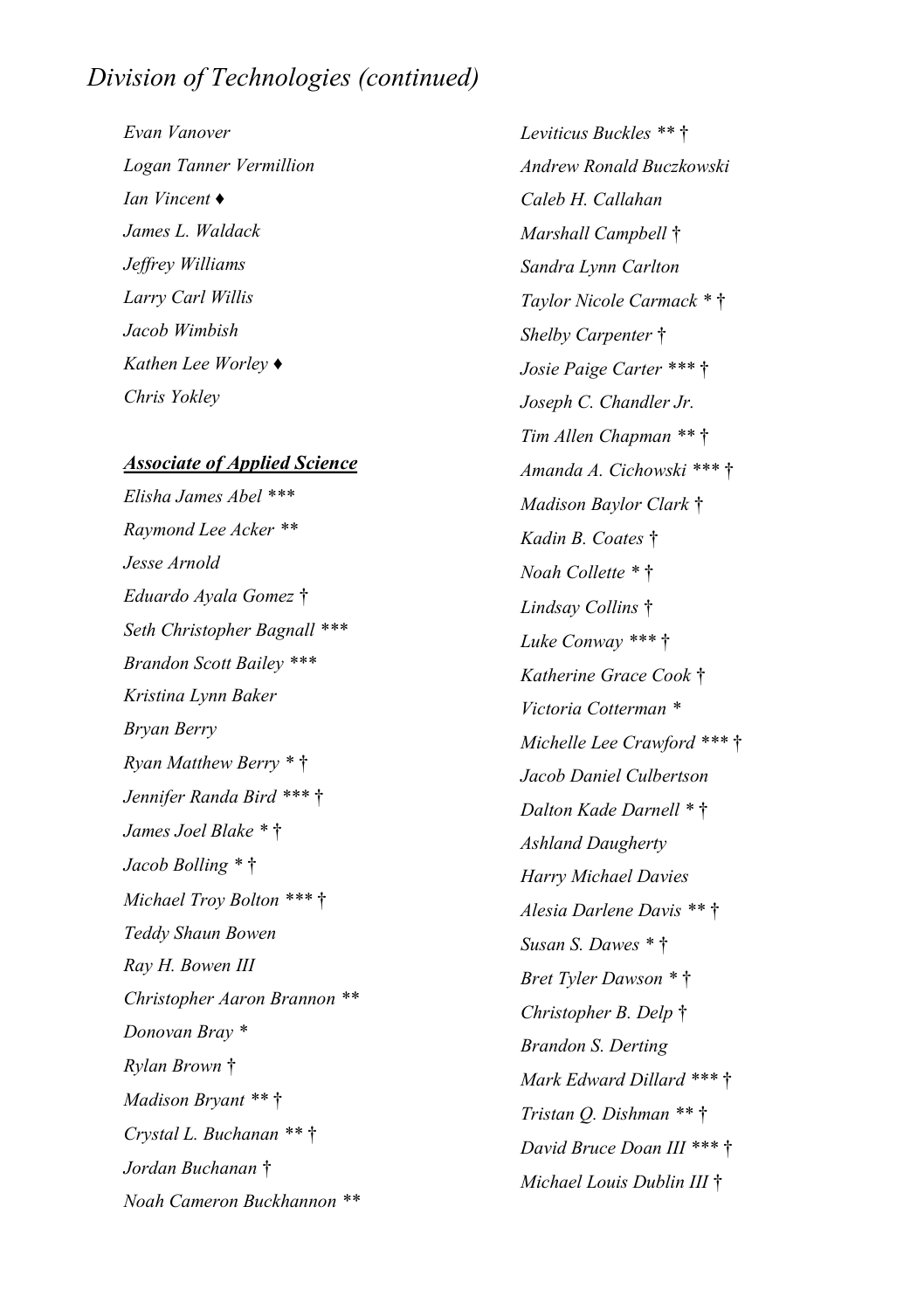# *Division of Technologies (continued)*

*Evan Vanover*

*Logan Tanner Vermillion*

*Ian Vincent ♦*

*James L. Waldack*

*Jeffrey Williams*

*Larry Carl Willis*

*Jacob Wimbish*

*Kathen Lee Worley ♦*

*Chris Yokley*

***Associate of Applied Science***

*Elisha James Abel ****

*Raymond Lee Acker ***

*Jesse Arnold*

*Eduardo Ayala Gomez †*

*Seth Christopher Bagnall ****

*Brandon Scott Bailey ****

*Kristina Lynn Baker*

*Bryan Berry*

*Ryan Matthew Berry * †*

*Jennifer Randa Bird *** †*

*James Joel Blake * †*

*Jacob Bolling * †*

*Michael Troy Bolton *** †*

*Teddy Shaun Bowen*

*Ray H. Bowen III*

*Christopher Aaron Brannon ***

*Donovan Bray **

*Rylan Brown †*

*Madison Bryant ** †*

*Crystal L. Buchanan ** †*

*Jordan Buchanan †*

*Noah Cameron Buckhannon ***

*Leviticus Buckles ** †*

*Andrew Ronald Buczkowski*

*Caleb H. Callahan*

*Marshall Campbell †*

*Sandra Lynn Carlton*

*Taylor Nicole Carmack * †*

*Shelby Carpenter †*

*Josie Paige Carter *** †*

*Joseph C. Chandler Jr.*

*Tim Allen Chapman ** †*

*Amanda A. Cichowski *** †*

*Madison Baylor Clark †*

*Kadin B. Coates †*

*Noah Collette * †*

*Lindsay Collins †*

*Luke Conway *** †*

*Katherine Grace Cook †*

*Victoria Cotterman **

*Michelle Lee Crawford *** †*

*Jacob Daniel Culbertson*

*Dalton Kade Darnell * †*

*Ashland Daugherty*

*Harry Michael Davies*

*Alesia Darlene Davis ** †*

*Susan S. Dawes * †*

*Bret Tyler Dawson * †*

*Christopher B. Delp †*

*Brandon S. Derting*

*Mark Edward Dillard *** †*

*Tristan Q. Dishman ** †*

*David Bruce Doan III *** †*

*Michael Louis Dublin III †*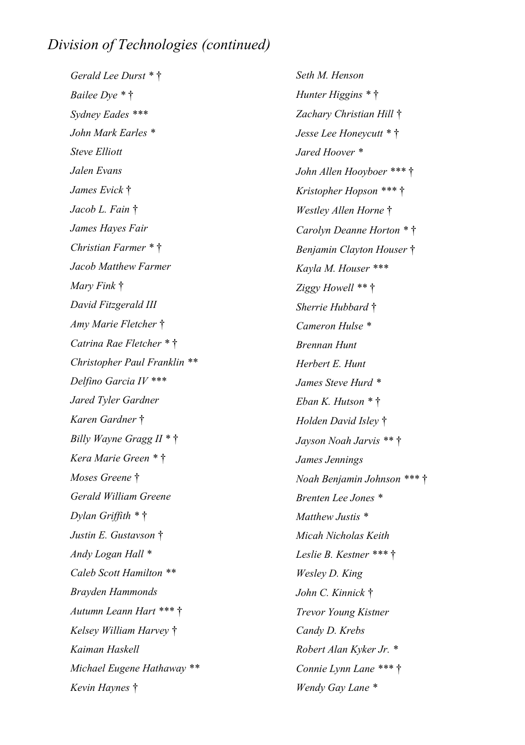## *Division of Technologies (continued)*

*Gerald Lee Durst * †*

*Bailee Dye * †*

*Sydney Eades ****

*John Mark Earles **

*Steve Elliott*

*Jalen Evans*

*James Evick †*

*Jacob L. Fain †*

*James Hayes Fair*

*Christian Farmer * †*

*Jacob Matthew Farmer*

*Mary Fink †*

*David Fitzgerald III*

*Amy Marie Fletcher †*

*Catrina Rae Fletcher * †*

*Christopher Paul Franklin ***

*Delfino Garcia IV ****

*Jared Tyler Gardner*

*Karen Gardner †*

*Billy Wayne Gragg II * †*

*Kera Marie Green * †*

*Moses Greene †*

*Gerald William Greene*

*Dylan Griffith * †*

*Justin E. Gustavson †*

*Andy Logan Hall **

*Caleb Scott Hamilton ***

*Brayden Hammonds*

*Autumn Leann Hart *** †*

*Kelsey William Harvey †*

*Kaiman Haskell*

*Michael Eugene Hathaway ***

*Kevin Haynes †*

*Seth M. Henson*

*Hunter Higgins * †*

*Zachary Christian Hill †*

*Jesse Lee Honeycutt * †*

*Jared Hoover **

*John Allen Hooyboer *** †*

*Kristopher Hopson *** †*

*Westley Allen Horne †*

*Carolyn Deanne Horton * †*

*Benjamin Clayton Houser †*

*Kayla M. Houser ****

*Ziggy Howell ** †*

*Sherrie Hubbard †*

*Cameron Hulse **

*Brennan Hunt*

*Herbert E. Hunt*

*James Steve Hurd **

*Eban K. Hutson * †*

*Holden David Isley †*

*Jayson Noah Jarvis ** †*

*James Jennings*

*Noah Benjamin Johnson *** †*

*Brenten Lee Jones **

*Matthew Justis **

*Micah Nicholas Keith*

*Leslie B. Kestner *** †*

*Wesley D. King*

*John C. Kinnick †*

*Trevor Young Kistner*

*Candy D. Krebs*

*Robert Alan Kyker Jr. **

*Connie Lynn Lane *** †*

*Wendy Gay Lane **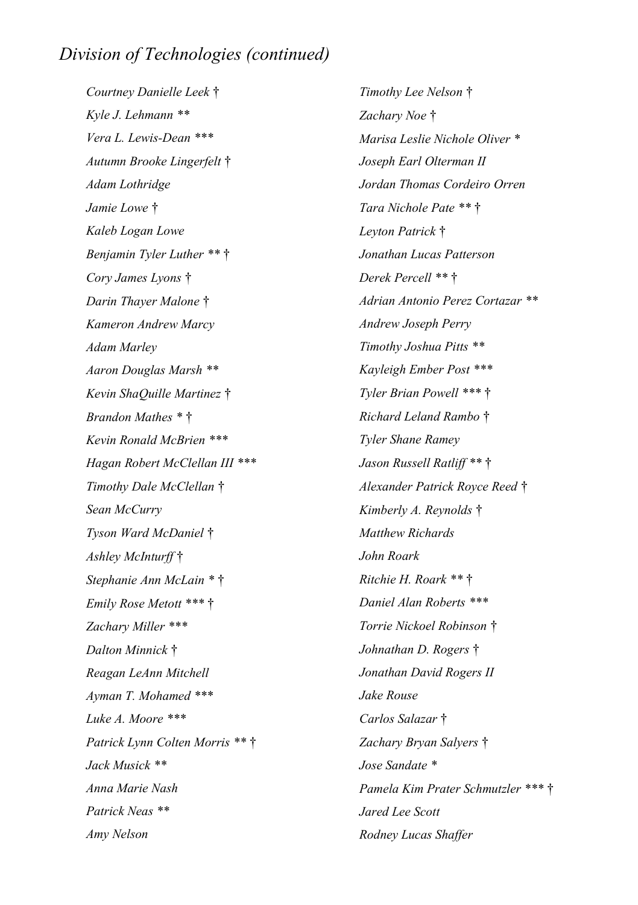## *Division of Technologies (continued)*

*Courtney Danielle Leek †*
*Kyle J. Lehmann ***
*Vera L. Lewis-Dean ****
*Autumn Brooke Lingerfelt †*
*Adam Lothridge*
*Jamie Lowe †*
*Kaleb Logan Lowe*
*Benjamin Tyler Luther ** †*
*Cory James Lyons †*
*Darin Thayer Malone †*
*Kameron Andrew Marcy*
*Adam Marley*
*Aaron Douglas Marsh ***
*Kevin ShaQuille Martinez †*
*Brandon Mathes * †*
*Kevin Ronald McBrien ****
*Hagan Robert McClellan III ****
*Timothy Dale McClellan †*
*Sean McCurry*
*Tyson Ward McDaniel †*
*Ashley McInturff †*
*Stephanie Ann McLain * †*
*Emily Rose Metott *** †*
*Zachary Miller ****
*Dalton Minnick †*
*Reagan LeAnn Mitchell*
*Ayman T. Mohamed ****
*Luke A. Moore ****
*Patrick Lynn Colten Morris ** †*
*Jack Musick ***
*Anna Marie Nash*
*Patrick Neas ***
*Amy Nelson*
*Timothy Lee Nelson †*
*Zachary Noe †*
*Marisa Leslie Nichole Oliver **
*Joseph Earl Olterman II*
*Jordan Thomas Cordeiro Orren*
*Tara Nichole Pate ** †*
*Leyton Patrick †*
*Jonathan Lucas Patterson*
*Derek Percell ** †*
*Adrian Antonio Perez Cortazar ***
*Andrew Joseph Perry*
*Timothy Joshua Pitts ***
*Kayleigh Ember Post ****
*Tyler Brian Powell *** †*
*Richard Leland Rambo †*
*Tyler Shane Ramey*
*Jason Russell Ratliff ** †*
*Alexander Patrick Royce Reed †*
*Kimberly A. Reynolds †*
*Matthew Richards*
*John Roark*
*Ritchie H. Roark ** †*
*Daniel Alan Roberts ****
*Torrie Nickoel Robinson †*
*Johnathan D. Rogers †*
*Jonathan David Rogers II*
*Jake Rouse*
*Carlos Salazar †*
*Zachary Bryan Salyers †*
*Jose Sandate **
*Pamela Kim Prater Schmutzler *** †*
*Jared Lee Scott*
*Rodney Lucas Shaffer*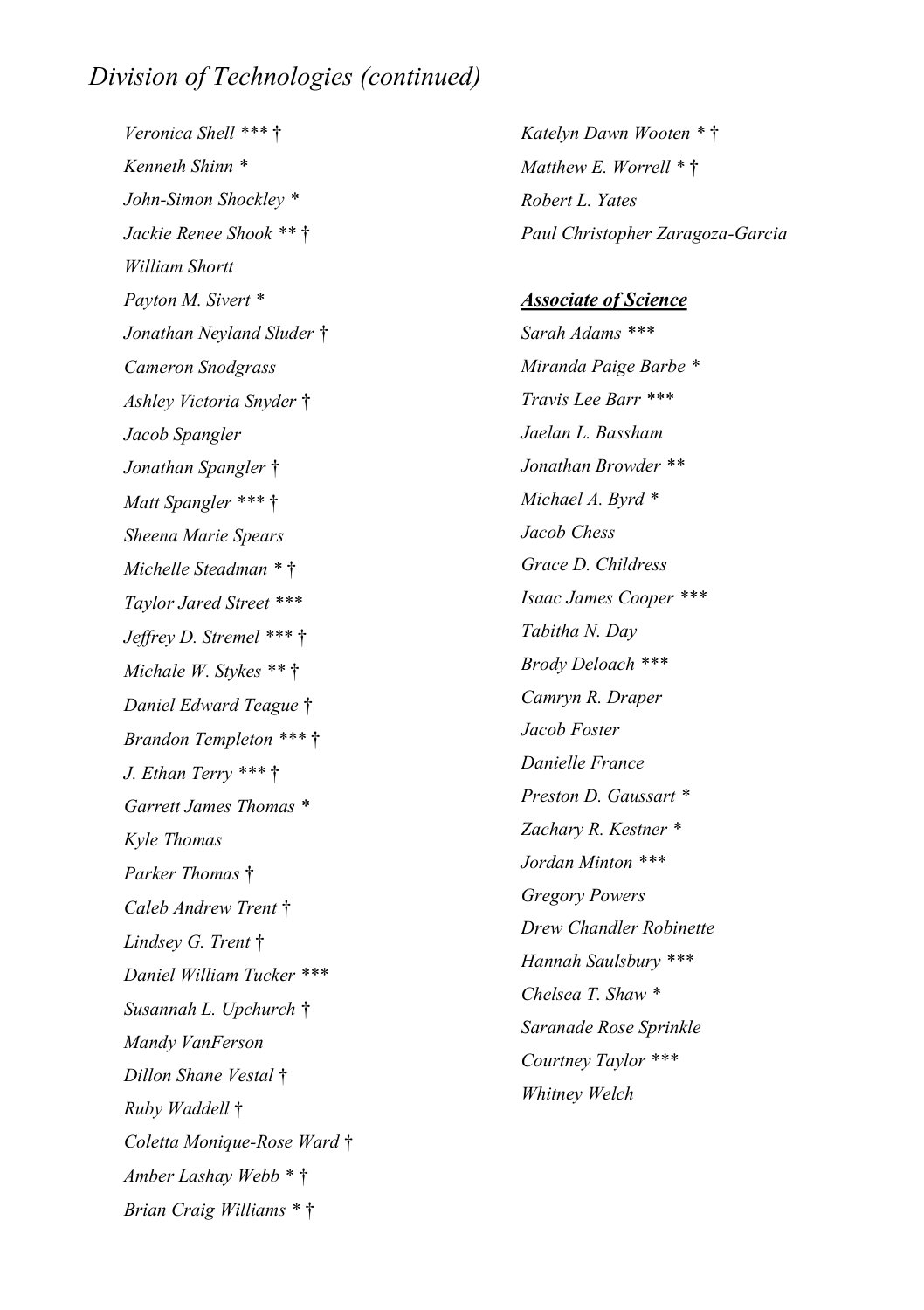## *Division of Technologies (continued)*

*Veronica Shell *** †*
*Kenneth Shinn **
*John-Simon Shockley **
*Jackie Renee Shook ** †*
*William Shortt*
*Payton M. Sivert **
*Jonathan Neyland Sluder †*
*Cameron Snodgrass*
*Ashley Victoria Snyder †*
*Jacob Spangler*
*Jonathan Spangler †*
*Matt Spangler *** †*
*Sheena Marie Spears*
*Michelle Steadman * †*
*Taylor Jared Street ****
*Jeffrey D. Stremel *** †*
*Michale W. Stykes ** †*
*Daniel Edward Teague †*
*Brandon Templeton *** †*
*J. Ethan Terry *** †*
*Garrett James Thomas **
*Kyle Thomas*
*Parker Thomas †*
*Caleb Andrew Trent †*
*Lindsey G. Trent †*
*Daniel William Tucker ****
*Susannah L. Upchurch †*
*Mandy VanFerson*
*Dillon Shane Vestal †*
*Ruby Waddell †*
*Coletta Monique-Rose Ward †*
*Amber Lashay Webb * †*
*Brian Craig Williams * †*
*Katelyn Dawn Wooten * †*
*Matthew E. Worrell * †*
*Robert L. Yates*
*Paul Christopher Zaragoza-Garcia*

### ***Associate of Science***

*Sarah Adams ****
*Miranda Paige Barbe **
*Travis Lee Barr ****
*Jaelan L. Bassham*
*Jonathan Browder ***
*Michael A. Byrd **
*Jacob Chess*
*Grace D. Childress*
*Isaac James Cooper ****
*Tabitha N. Day*
*Brody Deloach ****
*Camryn R. Draper*
*Jacob Foster*
*Danielle France*
*Preston D. Gaussart **
*Zachary R. Kestner **
*Jordan Minton ****
*Gregory Powers*
*Drew Chandler Robinette*
*Hannah Saulsbury ****
*Chelsea T. Shaw **
*Saranade Rose Sprinkle*
*Courtney Taylor ****
*Whitney Welch*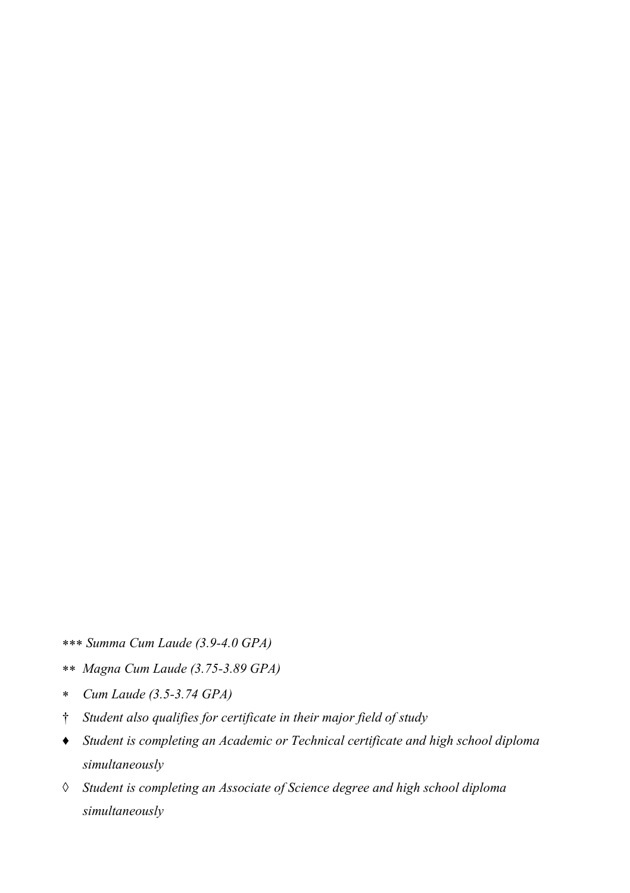- *** *Summa Cum Laude (3.9-4.0 GPA)*
- ** *Magna Cum Laude (3.75-3.89 GPA)*
- * *Cum Laude (3.5-3.74 GPA)*
- † *Student also qualifies for certificate in their major field of study*
- ♦ *Student is completing an Academic or Technical certificate and high school diploma simultaneously*
- ◊ *Student is completing an Associate of Science degree and high school diploma simultaneously*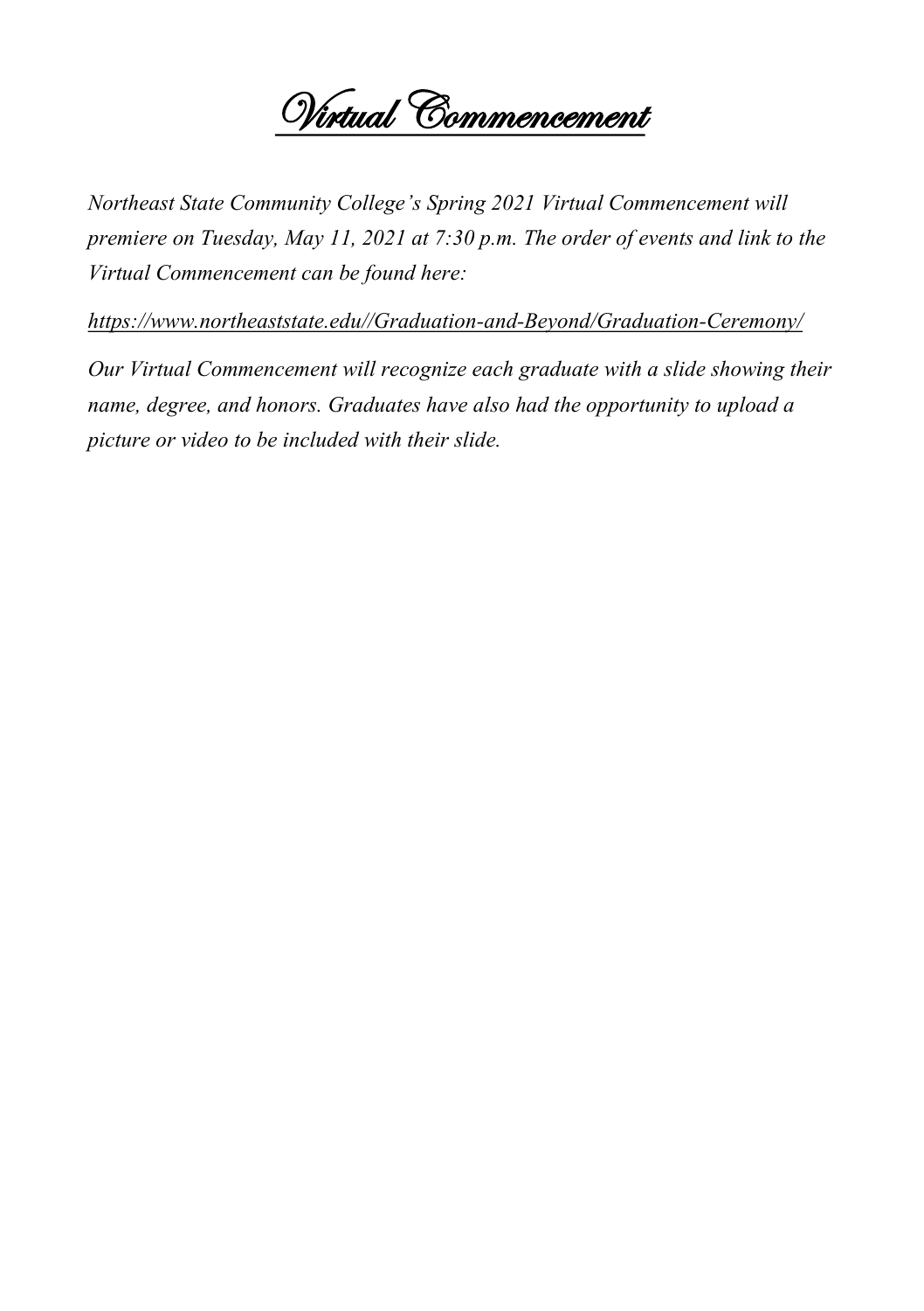# Virtual Commencement

*Northeast State Community College's Spring 2021 Virtual Commencement will premiere on Tuesday, May 11, 2021 at 7:30 p.m. The order of events and link to the Virtual Commencement can be found here:*

*https://www.northeaststate.edu//Graduation-and-Beyond/Graduation-Ceremony/*

*Our Virtual Commencement will recognize each graduate with a slide showing their name, degree, and honors. Graduates have also had the opportunity to upload a picture or video to be included with their slide.*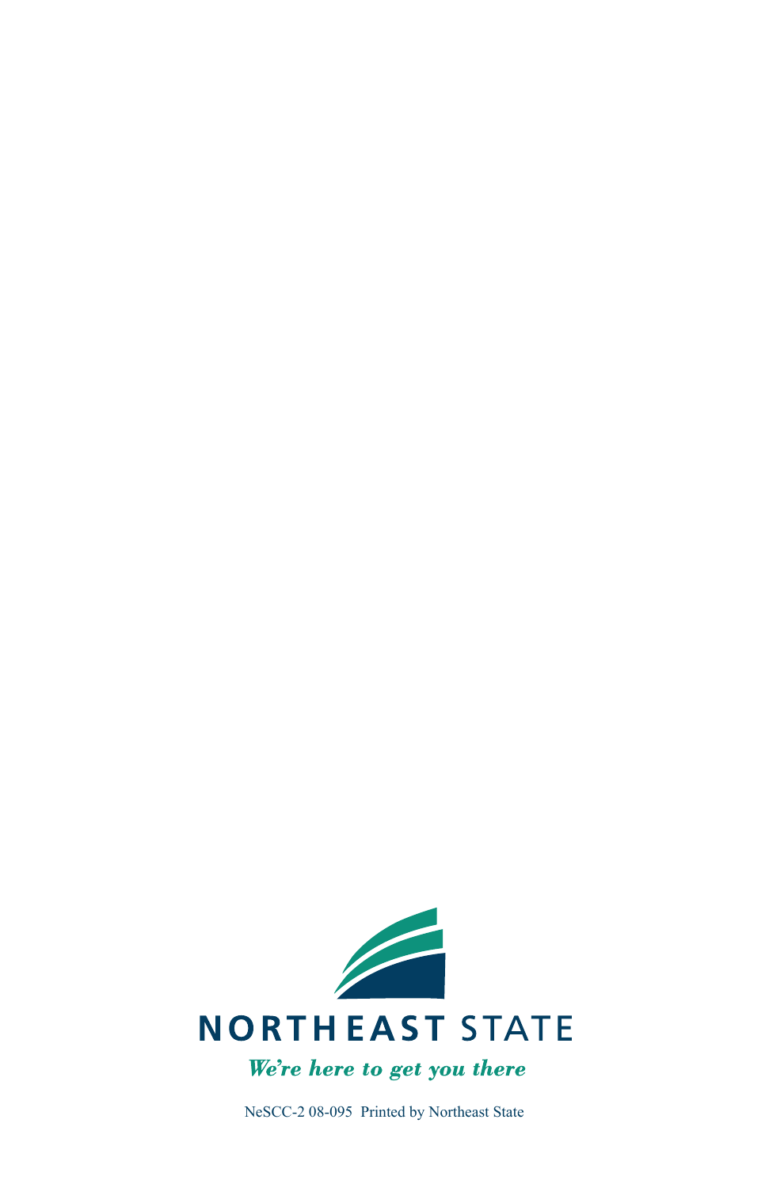NORTHEAST STATE

*We're here to get you there*

NeSCC-2 08-095 Printed by Northeast State